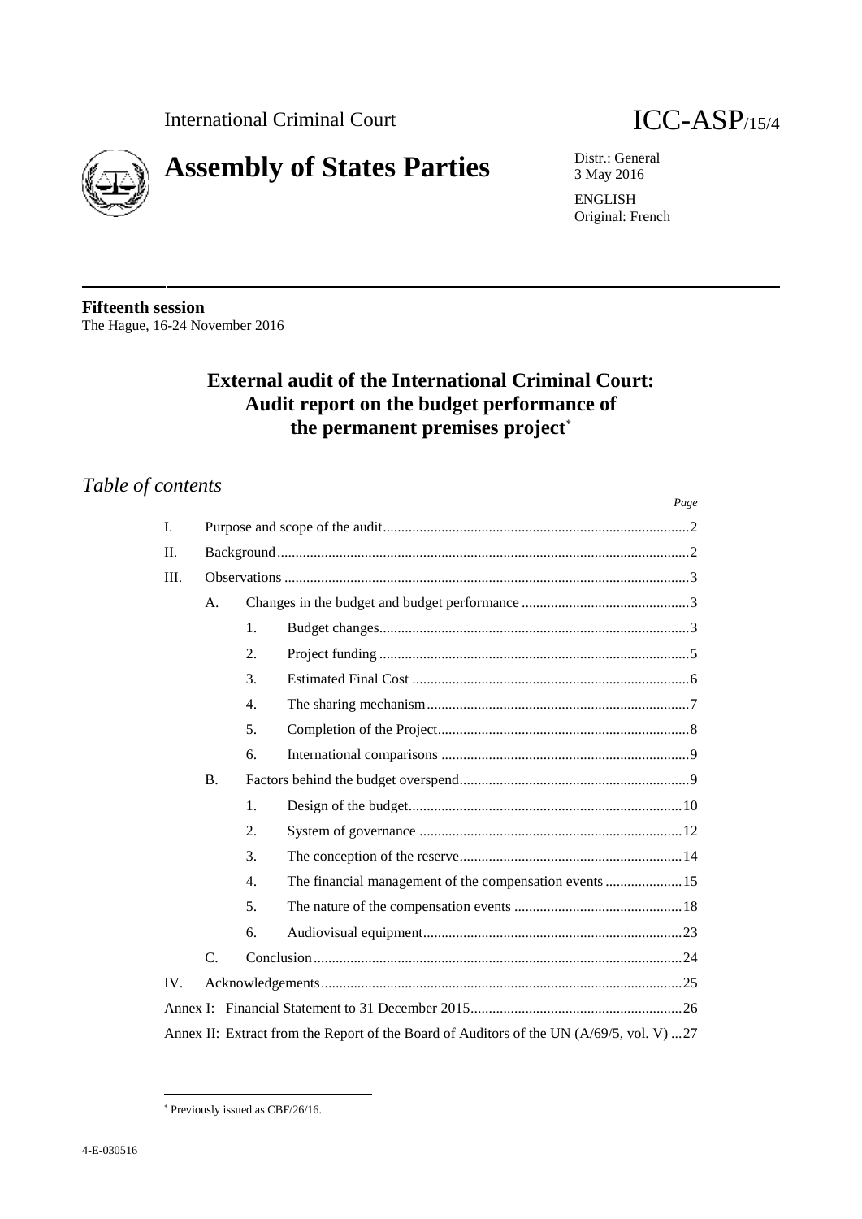International Criminal Court

ICC-ASP/15/4

# Assembly of States Parties

Distr.: General
3 May 2016

ENGLISH
Original: French

**Fifteenth session**
The Hague, 16-24 November 2016

## External audit of the International Criminal Court: Audit report on the budget performance of the permanent premises project*

## *Table of contents*

| | | | | *Page* |
|---|---|---|---|---|
| I. | Purpose and scope of the audit | | | 2 |
| II. | Background | | | 2 |
| III. | Observations | | | 3 |
| | A. | Changes in the budget and budget performance | | 3 |
| | | 1. | Budget changes | 3 |
| | | 2. | Project funding | 5 |
| | | 3. | Estimated Final Cost | 6 |
| | | 4. | The sharing mechanism | 7 |
| | | 5. | Completion of the Project | 8 |
| | | 6. | International comparisons | 9 |
| | B. | Factors behind the budget overspend | | 9 |
| | | 1. | Design of the budget | 10 |
| | | 2. | System of governance | 12 |
| | | 3. | The conception of the reserve | 14 |
| | | 4. | The financial management of the compensation events | 15 |
| | | 5. | The nature of the compensation events | 18 |
| | | 6. | Audiovisual equipment | 23 |
| | C. | Conclusion | | 24 |
| IV. | Acknowledgements | | | 25 |
| Annex I: Financial Statement to 31 December 2015 | | | | 26 |
| Annex II: Extract from the Report of the Board of Auditors of the UN (A/69/5, vol. V) | | | | 27 |

* Previously issued as CBF/26/16.

4-E-030516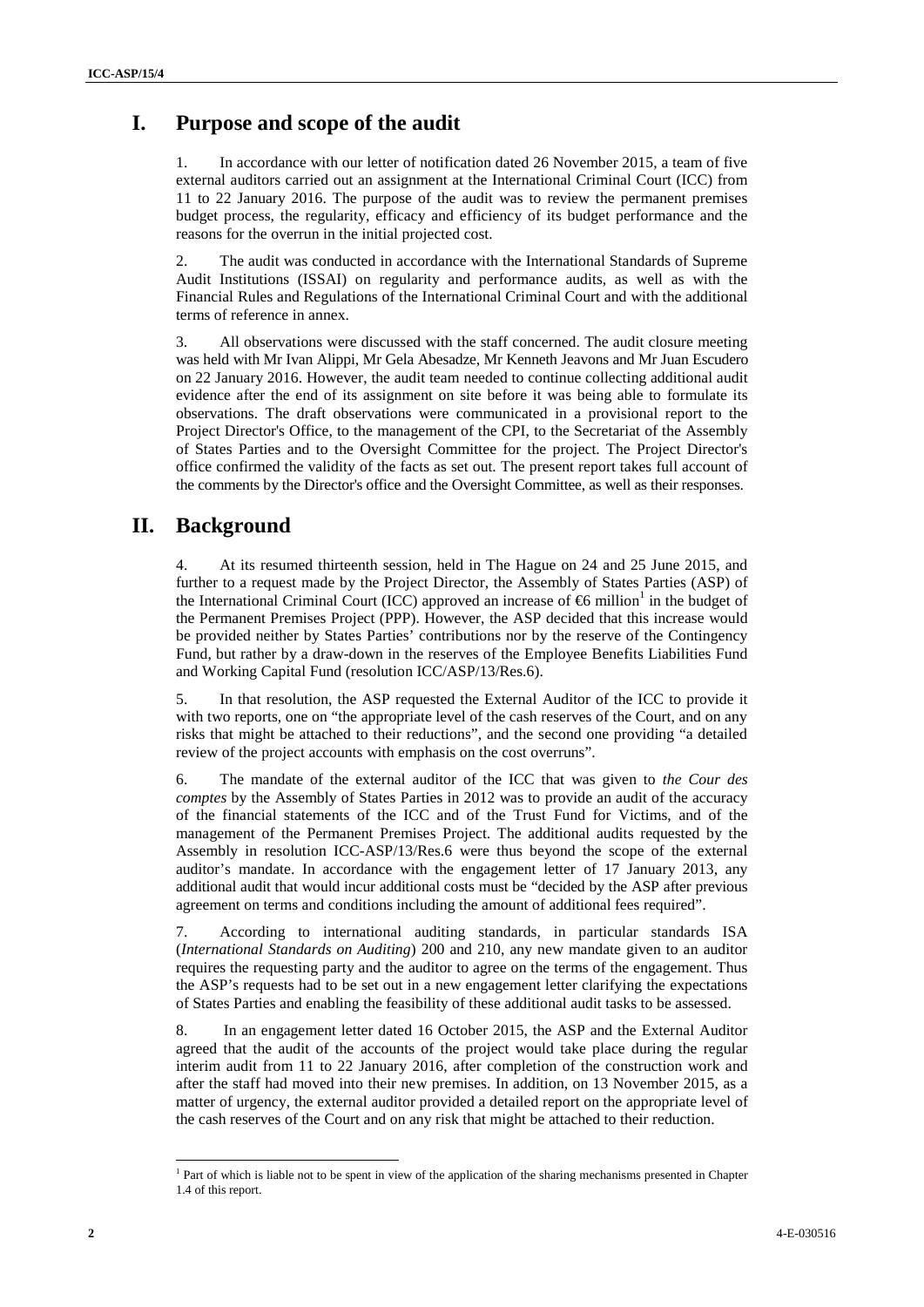# I. Purpose and scope of the audit

1. In accordance with our letter of notification dated 26 November 2015, a team of five external auditors carried out an assignment at the International Criminal Court (ICC) from 11 to 22 January 2016. The purpose of the audit was to review the permanent premises budget process, the regularity, efficacy and efficiency of its budget performance and the reasons for the overrun in the initial projected cost.

2. The audit was conducted in accordance with the International Standards of Supreme Audit Institutions (ISSAI) on regularity and performance audits, as well as with the Financial Rules and Regulations of the International Criminal Court and with the additional terms of reference in annex.

3. All observations were discussed with the staff concerned. The audit closure meeting was held with Mr Ivan Alippi, Mr Gela Abesadze, Mr Kenneth Jeavons and Mr Juan Escudero on 22 January 2016. However, the audit team needed to continue collecting additional audit evidence after the end of its assignment on site before it was being able to formulate its observations. The draft observations were communicated in a provisional report to the Project Director's Office, to the management of the CPI, to the Secretariat of the Assembly of States Parties and to the Oversight Committee for the project. The Project Director's office confirmed the validity of the facts as set out. The present report takes full account of the comments by the Director's office and the Oversight Committee, as well as their responses.

# II. Background

4. At its resumed thirteenth session, held in The Hague on 24 and 25 June 2015, and further to a request made by the Project Director, the Assembly of States Parties (ASP) of the International Criminal Court (ICC) approved an increase of €6 million[1] in the budget of the Permanent Premises Project (PPP). However, the ASP decided that this increase would be provided neither by States Parties' contributions nor by the reserve of the Contingency Fund, but rather by a draw-down in the reserves of the Employee Benefits Liabilities Fund and Working Capital Fund (resolution ICC/ASP/13/Res.6).

5. In that resolution, the ASP requested the External Auditor of the ICC to provide it with two reports, one on "the appropriate level of the cash reserves of the Court, and on any risks that might be attached to their reductions", and the second one providing "a detailed review of the project accounts with emphasis on the cost overruns".

6. The mandate of the external auditor of the ICC that was given to *the Cour des comptes* by the Assembly of States Parties in 2012 was to provide an audit of the accuracy of the financial statements of the ICC and of the Trust Fund for Victims, and of the management of the Permanent Premises Project. The additional audits requested by the Assembly in resolution ICC-ASP/13/Res.6 were thus beyond the scope of the external auditor's mandate. In accordance with the engagement letter of 17 January 2013, any additional audit that would incur additional costs must be "decided by the ASP after previous agreement on terms and conditions including the amount of additional fees required".

7. According to international auditing standards, in particular standards ISA (*International Standards on Auditing*) 200 and 210, any new mandate given to an auditor requires the requesting party and the auditor to agree on the terms of the engagement. Thus the ASP's requests had to be set out in a new engagement letter clarifying the expectations of States Parties and enabling the feasibility of these additional audit tasks to be assessed.

8. In an engagement letter dated 16 October 2015, the ASP and the External Auditor agreed that the audit of the accounts of the project would take place during the regular interim audit from 11 to 22 January 2016, after completion of the construction work and after the staff had moved into their new premises. In addition, on 13 November 2015, as a matter of urgency, the external auditor provided a detailed report on the appropriate level of the cash reserves of the Court and on any risk that might be attached to their reduction.

[1] Part of which is liable not to be spent in view of the application of the sharing mechanisms presented in Chapter 1.4 of this report.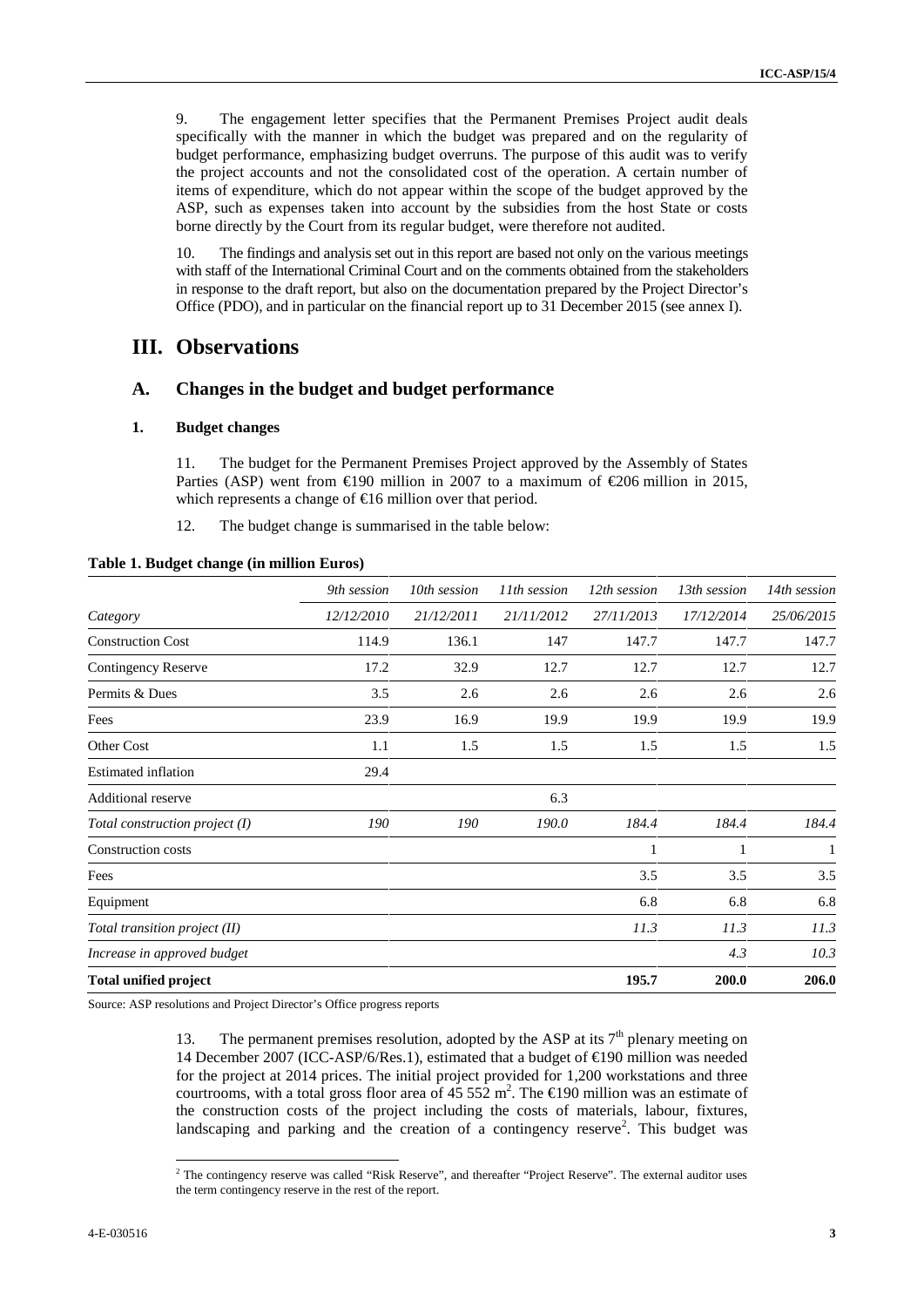9. The engagement letter specifies that the Permanent Premises Project audit deals specifically with the manner in which the budget was prepared and on the regularity of budget performance, emphasizing budget overruns. The purpose of this audit was to verify the project accounts and not the consolidated cost of the operation. A certain number of items of expenditure, which do not appear within the scope of the budget approved by the ASP, such as expenses taken into account by the subsidies from the host State or costs borne directly by the Court from its regular budget, were therefore not audited.

10. The findings and analysis set out in this report are based not only on the various meetings with staff of the International Criminal Court and on the comments obtained from the stakeholders in response to the draft report, but also on the documentation prepared by the Project Director's Office (PDO), and in particular on the financial report up to 31 December 2015 (see annex I).

# III. Observations

## A. Changes in the budget and budget performance

### 1. Budget changes

11. The budget for the Permanent Premises Project approved by the Assembly of States Parties (ASP) went from €190 million in 2007 to a maximum of €206 million in 2015, which represents a change of €16 million over that period.

12. The budget change is summarised in the table below:

**Table 1. Budget change (in million Euros)**

| | *9th session* | *10th session* | *11th session* | *12th session* | *13th session* | *14th session* |
|---|---|---|---|---|---|---|
| *Category* | *12/12/2010* | *21/12/2011* | *21/11/2012* | *27/11/2013* | *17/12/2014* | *25/06/2015* |
| Construction Cost | 114.9 | 136.1 | 147 | 147.7 | 147.7 | 147.7 |
| Contingency Reserve | 17.2 | 32.9 | 12.7 | 12.7 | 12.7 | 12.7 |
| Permits & Dues | 3.5 | 2.6 | 2.6 | 2.6 | 2.6 | 2.6 |
| Fees | 23.9 | 16.9 | 19.9 | 19.9 | 19.9 | 19.9 |
| Other Cost | 1.1 | 1.5 | 1.5 | 1.5 | 1.5 | 1.5 |
| Estimated inflation | 29.4 | | | | | |
| Additional reserve | | | 6.3 | | | |
| *Total construction project (I)* | *190* | *190* | *190.0* | *184.4* | *184.4* | *184.4* |
| Construction costs | | | | 1 | 1 | 1 |
| Fees | | | | 3.5 | 3.5 | 3.5 |
| Equipment | | | | 6.8 | 6.8 | 6.8 |
| *Total transition project (II)* | | | | *11.3* | *11.3* | *11.3* |
| *Increase in approved budget* | | | | | *4.3* | *10.3* |
| **Total unified project** | | | | **195.7** | **200.0** | **206.0** |

Source: ASP resolutions and Project Director's Office progress reports

13. The permanent premises resolution, adopted by the ASP at its 7th plenary meeting on 14 December 2007 (ICC-ASP/6/Res.1), estimated that a budget of €190 million was needed for the project at 2014 prices. The initial project provided for 1,200 workstations and three courtrooms, with a total gross floor area of 45 552 m². The €190 million was an estimate of the construction costs of the project including the costs of materials, labour, fixtures, landscaping and parking and the creation of a contingency reserve[2]. This budget was

[2] The contingency reserve was called "Risk Reserve", and thereafter "Project Reserve". The external auditor uses the term contingency reserve in the rest of the report.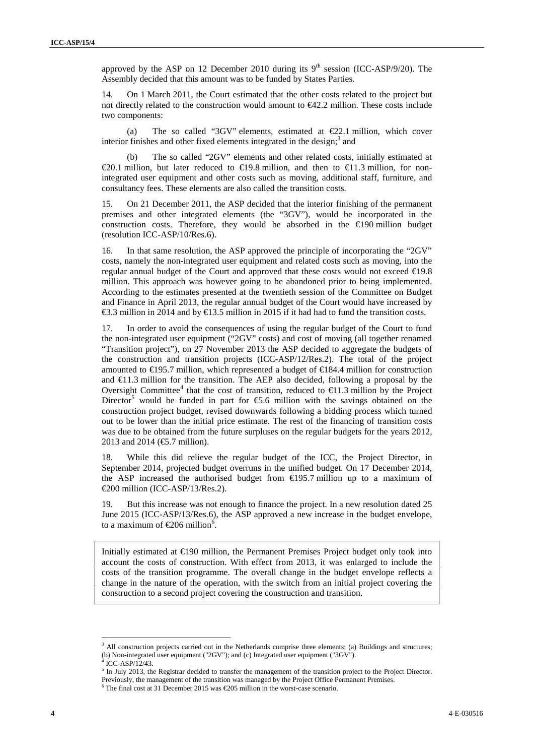approved by the ASP on 12 December 2010 during its 9th session (ICC-ASP/9/20). The Assembly decided that this amount was to be funded by States Parties.

14. On 1 March 2011, the Court estimated that the other costs related to the project but not directly related to the construction would amount to €42.2 million. These costs include two components:

(a) The so called "3GV" elements, estimated at €22.1 million, which cover interior finishes and other fixed elements integrated in the design;[3] and

(b) The so called "2GV" elements and other related costs, initially estimated at €20.1 million, but later reduced to €19.8 million, and then to €11.3 million, for non-integrated user equipment and other costs such as moving, additional staff, furniture, and consultancy fees. These elements are also called the transition costs.

15. On 21 December 2011, the ASP decided that the interior finishing of the permanent premises and other integrated elements (the "3GV"), would be incorporated in the construction costs. Therefore, they would be absorbed in the €190 million budget (resolution ICC-ASP/10/Res.6).

16. In that same resolution, the ASP approved the principle of incorporating the "2GV" costs, namely the non-integrated user equipment and related costs such as moving, into the regular annual budget of the Court and approved that these costs would not exceed €19.8 million. This approach was however going to be abandoned prior to being implemented. According to the estimates presented at the twentieth session of the Committee on Budget and Finance in April 2013, the regular annual budget of the Court would have increased by €3.3 million in 2014 and by €13.5 million in 2015 if it had had to fund the transition costs.

17. In order to avoid the consequences of using the regular budget of the Court to fund the non-integrated user equipment ("2GV" costs) and cost of moving (all together renamed "Transition project"), on 27 November 2013 the ASP decided to aggregate the budgets of the construction and transition projects (ICC-ASP/12/Res.2). The total of the project amounted to €195.7 million, which represented a budget of €184.4 million for construction and €11.3 million for the transition. The AEP also decided, following a proposal by the Oversight Committee[4] that the cost of transition, reduced to €11.3 million by the Project Director[5] would be funded in part for €5.6 million with the savings obtained on the construction project budget, revised downwards following a bidding process which turned out to be lower than the initial price estimate. The rest of the financing of transition costs was due to be obtained from the future surpluses on the regular budgets for the years 2012, 2013 and 2014 (€5.7 million).

18. While this did relieve the regular budget of the ICC, the Project Director, in September 2014, projected budget overruns in the unified budget. On 17 December 2014, the ASP increased the authorised budget from €195.7 million up to a maximum of €200 million (ICC-ASP/13/Res.2).

19. But this increase was not enough to finance the project. In a new resolution dated 25 June 2015 (ICC-ASP/13/Res.6), the ASP approved a new increase in the budget envelope, to a maximum of €206 million[6].

Initially estimated at €190 million, the Permanent Premises Project budget only took into account the costs of construction. With effect from 2013, it was enlarged to include the costs of the transition programme. The overall change in the budget envelope reflects a change in the nature of the operation, with the switch from an initial project covering the construction to a second project covering the construction and transition.

---

[3] All construction projects carried out in the Netherlands comprise three elements: (a) Buildings and structures; (b) Non-integrated user equipment ("2GV"); and (c) Integrated user equipment ("3GV").

[4] ICC-ASP/12/43.

[5] In July 2013, the Registrar decided to transfer the management of the transition project to the Project Director. Previously, the management of the transition was managed by the Project Office Permanent Premises.

[6] The final cost at 31 December 2015 was €205 million in the worst-case scenario.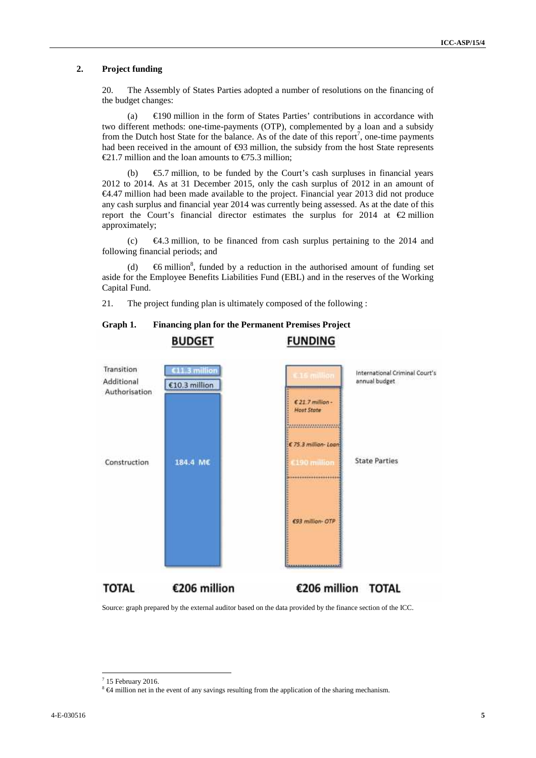## 2. Project funding

20. The Assembly of States Parties adopted a number of resolutions on the financing of the budget changes:

(a) €190 million in the form of States Parties' contributions in accordance with two different methods: one-time-payments (OTP), complemented by a loan and a subsidy from the Dutch host State for the balance. As of the date of this report[7], one-time payments had been received in the amount of €93 million, the subsidy from the host State represents €21.7 million and the loan amounts to €75.3 million;

(b) €5.7 million, to be funded by the Court's cash surpluses in financial years 2012 to 2014. As at 31 December 2015, only the cash surplus of 2012 in an amount of €4.47 million had been made available to the project. Financial year 2013 did not produce any cash surplus and financial year 2014 was currently being assessed. As at the date of this report the Court's financial director estimates the surplus for 2014 at €2 million approximately;

(c) €4.3 million, to be financed from cash surplus pertaining to the 2014 and following financial periods; and

(d) €6 million[8], funded by a reduction in the authorised amount of funding set aside for the Employee Benefits Liabilities Fund (EBL) and in the reserves of the Working Capital Fund.

21. The project funding plan is ultimately composed of the following :

**Graph 1. Financing plan for the Permanent Premises Project**

| | BUDGET | FUNDING | |
|---|---|---|---|
| Transition | €11.3 million | €16 million | International Criminal Court's annual budget |
| Additional Authorisation | €10.3 million | | |
| Construction | 184.4 M€ | €21.7 million - Host State<br>€75.3 million- Loan<br>€190 million<br>€93 million- OTP | State Parties |
| **TOTAL** | **€206 million** | **€206 million** | **TOTAL** |

Source: graph prepared by the external auditor based on the data provided by the finance section of the ICC.

[7] 15 February 2016.

[8] €4 million net in the event of any savings resulting from the application of the sharing mechanism.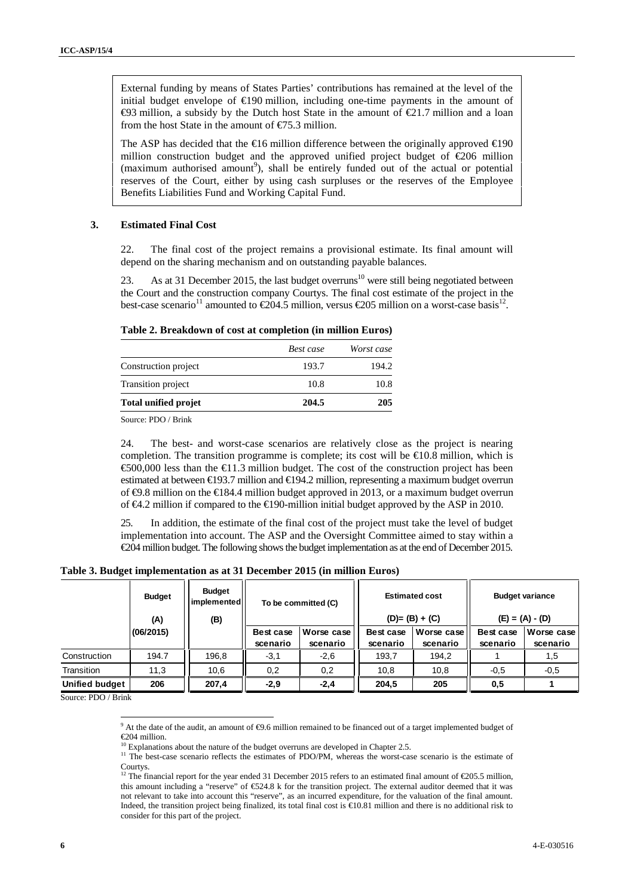External funding by means of States Parties' contributions has remained at the level of the initial budget envelope of €190 million, including one-time payments in the amount of €93 million, a subsidy by the Dutch host State in the amount of €21.7 million and a loan from the host State in the amount of €75.3 million.

The ASP has decided that the €16 million difference between the originally approved €190 million construction budget and the approved unified project budget of €206 million (maximum authorised amount[9]), shall be entirely funded out of the actual or potential reserves of the Court, either by using cash surpluses or the reserves of the Employee Benefits Liabilities Fund and Working Capital Fund.

### 3. Estimated Final Cost

22. The final cost of the project remains a provisional estimate. Its final amount will depend on the sharing mechanism and on outstanding payable balances.

23. As at 31 December 2015, the last budget overruns[10] were still being negotiated between the Court and the construction company Courtys. The final cost estimate of the project in the best-case scenario[11] amounted to €204.5 million, versus €205 million on a worst-case basis[12].

**Table 2. Breakdown of cost at completion (in million Euros)**

| | *Best case* | *Worst case* |
|---|---|---|
| Construction project | 193.7 | 194.2 |
| Transition project | 10.8 | 10.8 |
| **Total unified projet** | **204.5** | **205** |

Source: PDO / Brink

24. The best- and worst-case scenarios are relatively close as the project is nearing completion. The transition programme is complete; its cost will be €10.8 million, which is €500,000 less than the €11.3 million budget. The cost of the construction project has been estimated at between €193.7 million and €194.2 million, representing a maximum budget overrun of €9.8 million on the €184.4 million budget approved in 2013, or a maximum budget overrun of €4.2 million if compared to the €190-million initial budget approved by the ASP in 2010.

25. In addition, the estimate of the final cost of the project must take the level of budget implementation into account. The ASP and the Oversight Committee aimed to stay within a €204 million budget. The following shows the budget implementation as at the end of December 2015.

**Table 3. Budget implementation as at 31 December 2015 (in million Euros)**

| | **Budget (A) (06/2015)** | **Budget implemented (B)** | **To be committed (C)** | | **Estimated cost (D)= (B) + (C)** | | **Budget variance (E) = (A) - (D)** | |
|---|---|---|---|---|---|---|---|---|
| | | | **Best case scenario** | **Worse case scenario** | **Best case scenario** | **Worse case scenario** | **Best case scenario** | **Worse case scenario** |
| Construction | 194.7 | 196,8 | -3,1 | -2,6 | 193,7 | 194,2 | 1 | 1,5 |
| Transition | 11,3 | 10,6 | 0,2 | 0,2 | 10,8 | 10,8 | -0,5 | -0,5 |
| **Unified budget** | **206** | **207,4** | **-2,9** | **-2,4** | **204,5** | **205** | **0,5** | **1** |

Source: PDO / Brink

[9] At the date of the audit, an amount of €9.6 million remained to be financed out of a target implemented budget of €204 million.

[10] Explanations about the nature of the budget overruns are developed in Chapter 2.5.

[11] The best-case scenario reflects the estimates of PDO/PM, whereas the worst-case scenario is the estimate of Courtys.

[12] The financial report for the year ended 31 December 2015 refers to an estimated final amount of €205.5 million, this amount including a "reserve" of €524.8 k for the transition project. The external auditor deemed that it was not relevant to take into account this "reserve", as an incurred expenditure, for the valuation of the final amount. Indeed, the transition project being finalized, its total final cost is €10.81 million and there is no additional risk to consider for this part of the project.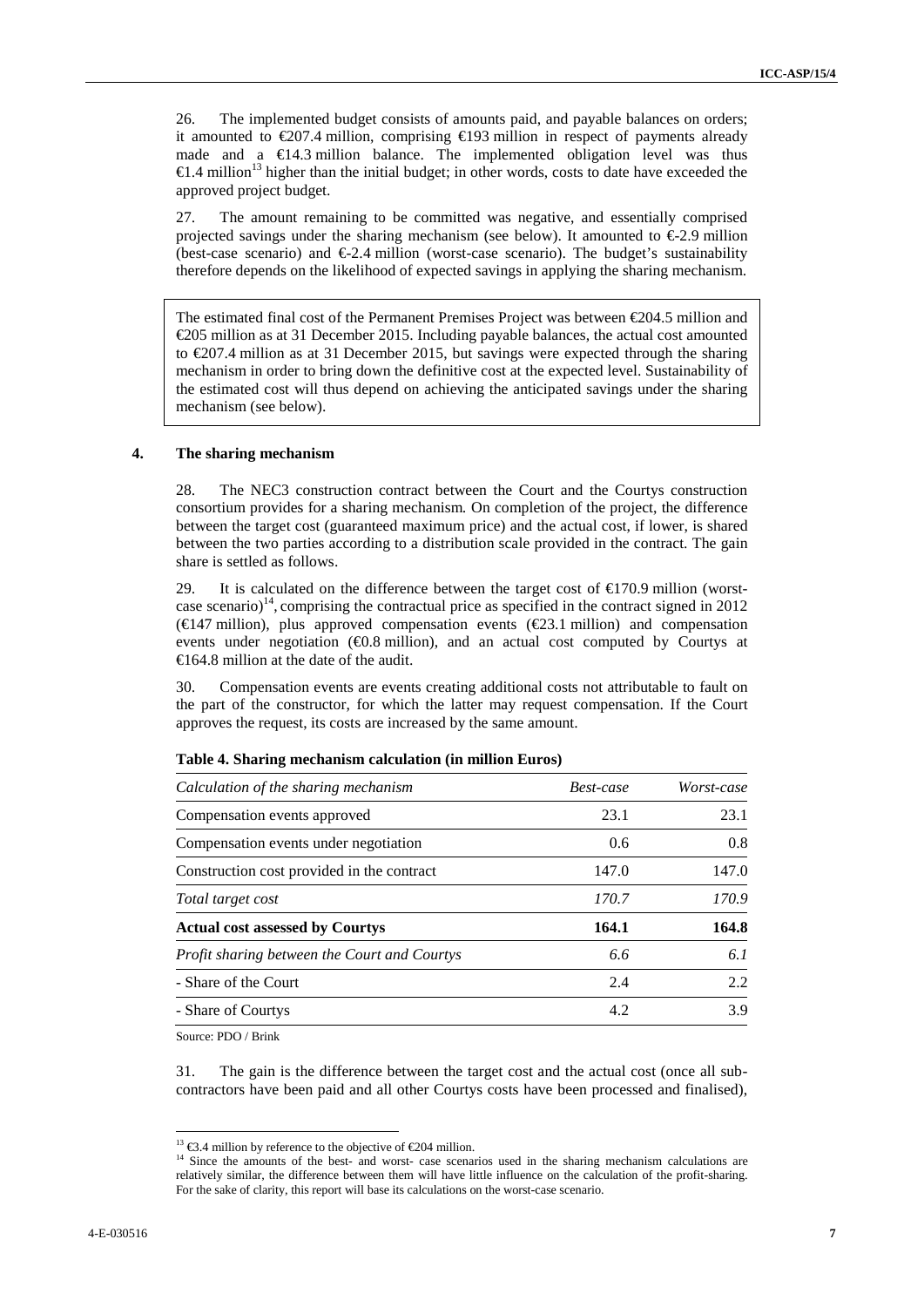26. The implemented budget consists of amounts paid, and payable balances on orders; it amounted to €207.4 million, comprising €193 million in respect of payments already made and a €14.3 million balance. The implemented obligation level was thus €1.4 million[13] higher than the initial budget; in other words, costs to date have exceeded the approved project budget.

27. The amount remaining to be committed was negative, and essentially comprised projected savings under the sharing mechanism (see below). It amounted to €-2.9 million (best-case scenario) and €-2.4 million (worst-case scenario). The budget's sustainability therefore depends on the likelihood of expected savings in applying the sharing mechanism.

> The estimated final cost of the Permanent Premises Project was between €204.5 million and €205 million as at 31 December 2015. Including payable balances, the actual cost amounted to €207.4 million as at 31 December 2015, but savings were expected through the sharing mechanism in order to bring down the definitive cost at the expected level. Sustainability of the estimated cost will thus depend on achieving the anticipated savings under the sharing mechanism (see below).

### 4. The sharing mechanism

28. The NEC3 construction contract between the Court and the Courtys construction consortium provides for a sharing mechanism. On completion of the project, the difference between the target cost (guaranteed maximum price) and the actual cost, if lower, is shared between the two parties according to a distribution scale provided in the contract. The gain share is settled as follows.

29. It is calculated on the difference between the target cost of €170.9 million (worst-case scenario)[14], comprising the contractual price as specified in the contract signed in 2012 (€147 million), plus approved compensation events (€23.1 million) and compensation events under negotiation (€0.8 million), and an actual cost computed by Courtys at €164.8 million at the date of the audit.

30. Compensation events are events creating additional costs not attributable to fault on the part of the constructor, for which the latter may request compensation. If the Court approves the request, its costs are increased by the same amount.

**Table 4. Sharing mechanism calculation (in million Euros)**

| *Calculation of the sharing mechanism* | *Best-case* | *Worst-case* |
|---|---|---|
| Compensation events approved | 23.1 | 23.1 |
| Compensation events under negotiation | 0.6 | 0.8 |
| Construction cost provided in the contract | 147.0 | 147.0 |
| *Total target cost* | *170.7* | *170.9* |
| **Actual cost assessed by Courtys** | **164.1** | **164.8** |
| *Profit sharing between the Court and Courtys* | *6.6* | *6.1* |
| - Share of the Court | 2.4 | 2.2 |
| - Share of Courtys | 4.2 | 3.9 |

Source: PDO / Brink

31. The gain is the difference between the target cost and the actual cost (once all sub-contractors have been paid and all other Courtys costs have been processed and finalised),

[13] €3.4 million by reference to the objective of €204 million.

[14] Since the amounts of the best- and worst- case scenarios used in the sharing mechanism calculations are relatively similar, the difference between them will have little influence on the calculation of the profit-sharing. For the sake of clarity, this report will base its calculations on the worst-case scenario.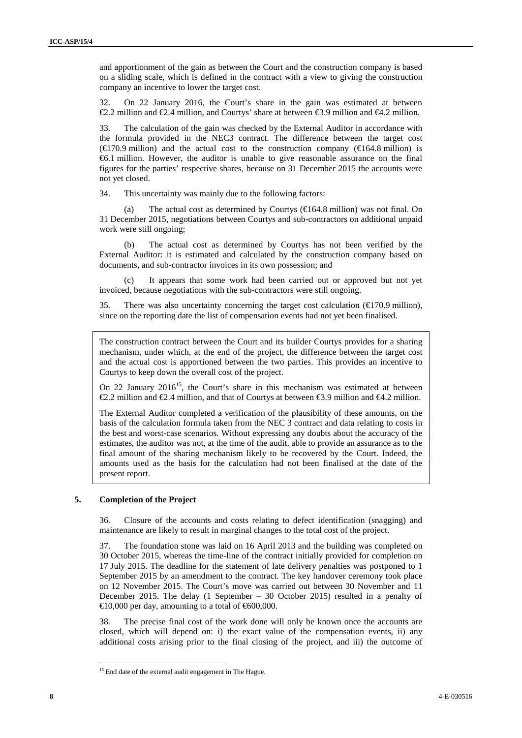and apportionment of the gain as between the Court and the construction company is based on a sliding scale, which is defined in the contract with a view to giving the construction company an incentive to lower the target cost.

32. On 22 January 2016, the Court's share in the gain was estimated at between €2.2 million and €2.4 million, and Courtys' share at between €3.9 million and €4.2 million.

33. The calculation of the gain was checked by the External Auditor in accordance with the formula provided in the NEC3 contract. The difference between the target cost (€170.9 million) and the actual cost to the construction company (€164.8 million) is €6.1 million. However, the auditor is unable to give reasonable assurance on the final figures for the parties' respective shares, because on 31 December 2015 the accounts were not yet closed.

34. This uncertainty was mainly due to the following factors:

(a) The actual cost as determined by Courtys (€164.8 million) was not final. On 31 December 2015, negotiations between Courtys and sub-contractors on additional unpaid work were still ongoing;

(b) The actual cost as determined by Courtys has not been verified by the External Auditor: it is estimated and calculated by the construction company based on documents, and sub-contractor invoices in its own possession; and

(c) It appears that some work had been carried out or approved but not yet invoiced, because negotiations with the sub-contractors were still ongoing.

35. There was also uncertainty concerning the target cost calculation (€170.9 million), since on the reporting date the list of compensation events had not yet been finalised.

> The construction contract between the Court and its builder Courtys provides for a sharing mechanism, under which, at the end of the project, the difference between the target cost and the actual cost is apportioned between the two parties. This provides an incentive to Courtys to keep down the overall cost of the project.
>
> On 22 January 2016[15], the Court's share in this mechanism was estimated at between €2.2 million and €2.4 million, and that of Courtys at between €3.9 million and €4.2 million.
>
> The External Auditor completed a verification of the plausibility of these amounts, on the basis of the calculation formula taken from the NEC 3 contract and data relating to costs in the best and worst-case scenarios. Without expressing any doubts about the accuracy of the estimates, the auditor was not, at the time of the audit, able to provide an assurance as to the final amount of the sharing mechanism likely to be recovered by the Court. Indeed, the amounts used as the basis for the calculation had not been finalised at the date of the present report.

## 5. Completion of the Project

36. Closure of the accounts and costs relating to defect identification (snagging) and maintenance are likely to result in marginal changes to the total cost of the project.

37. The foundation stone was laid on 16 April 2013 and the building was completed on 30 October 2015, whereas the time-line of the contract initially provided for completion on 17 July 2015. The deadline for the statement of late delivery penalties was postponed to 1 September 2015 by an amendment to the contract. The key handover ceremony took place on 12 November 2015. The Court's move was carried out between 30 November and 11 December 2015. The delay (1 September – 30 October 2015) resulted in a penalty of €10,000 per day, amounting to a total of €600,000.

38. The precise final cost of the work done will only be known once the accounts are closed, which will depend on: i) the exact value of the compensation events, ii) any additional costs arising prior to the final closing of the project, and iii) the outcome of

[15] End date of the external audit engagement in The Hague.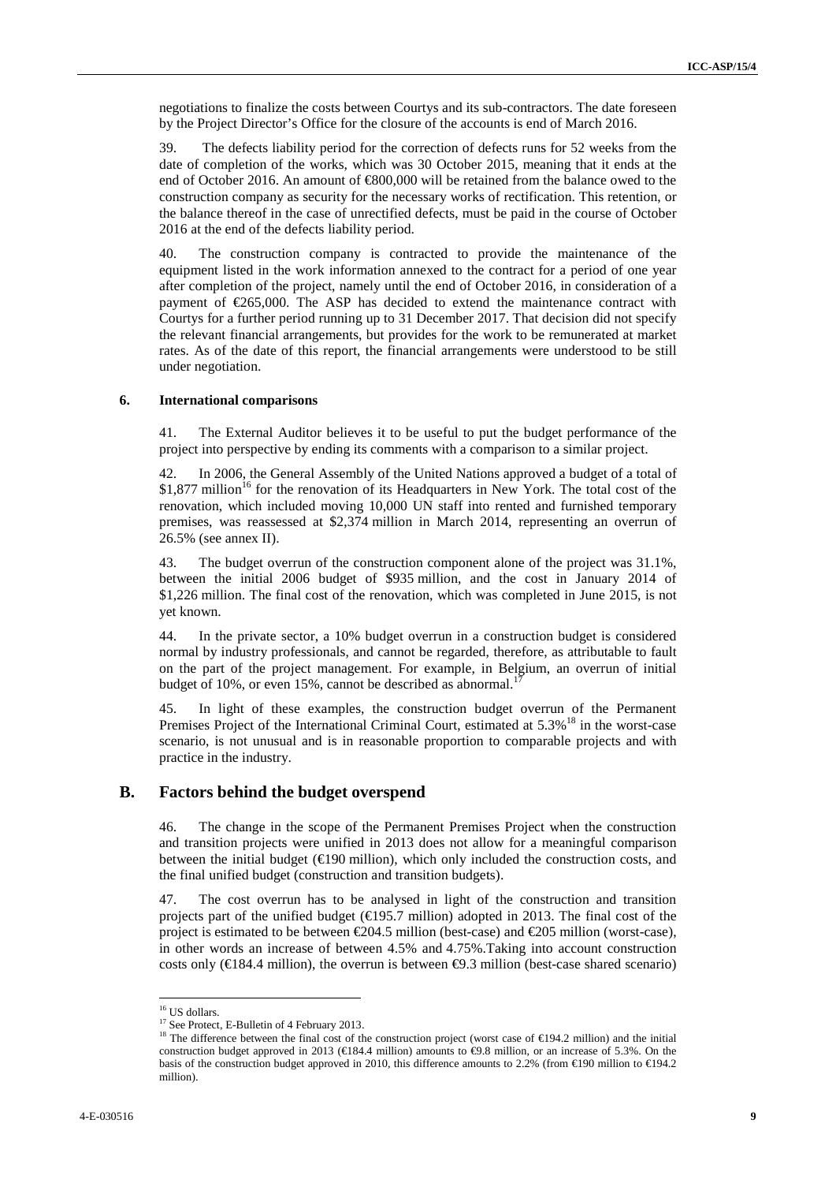negotiations to finalize the costs between Courtys and its sub-contractors. The date foreseen by the Project Director's Office for the closure of the accounts is end of March 2016.

39. The defects liability period for the correction of defects runs for 52 weeks from the date of completion of the works, which was 30 October 2015, meaning that it ends at the end of October 2016. An amount of €800,000 will be retained from the balance owed to the construction company as security for the necessary works of rectification. This retention, or the balance thereof in the case of unrectified defects, must be paid in the course of October 2016 at the end of the defects liability period.

40. The construction company is contracted to provide the maintenance of the equipment listed in the work information annexed to the contract for a period of one year after completion of the project, namely until the end of October 2016, in consideration of a payment of €265,000. The ASP has decided to extend the maintenance contract with Courtys for a further period running up to 31 December 2017. That decision did not specify the relevant financial arrangements, but provides for the work to be remunerated at market rates. As of the date of this report, the financial arrangements were understood to be still under negotiation.

### 6. International comparisons

41. The External Auditor believes it to be useful to put the budget performance of the project into perspective by ending its comments with a comparison to a similar project.

42. In 2006, the General Assembly of the United Nations approved a budget of a total of $1,877 million[16] for the renovation of its Headquarters in New York. The total cost of the renovation, which included moving 10,000 UN staff into rented and furnished temporary premises, was reassessed at $2,374 million in March 2014, representing an overrun of 26.5% (see annex II).

43. The budget overrun of the construction component alone of the project was 31.1%, between the initial 2006 budget of $935 million, and the cost in January 2014 of $1,226 million. The final cost of the renovation, which was completed in June 2015, is not yet known.

44. In the private sector, a 10% budget overrun in a construction budget is considered normal by industry professionals, and cannot be regarded, therefore, as attributable to fault on the part of the project management. For example, in Belgium, an overrun of initial budget of 10%, or even 15%, cannot be described as abnormal.[17]

45. In light of these examples, the construction budget overrun of the Permanent Premises Project of the International Criminal Court, estimated at 5.3%[18] in the worst-case scenario, is not unusual and is in reasonable proportion to comparable projects and with practice in the industry.

## B. Factors behind the budget overspend

46. The change in the scope of the Permanent Premises Project when the construction and transition projects were unified in 2013 does not allow for a meaningful comparison between the initial budget (€190 million), which only included the construction costs, and the final unified budget (construction and transition budgets).

47. The cost overrun has to be analysed in light of the construction and transition projects part of the unified budget (€195.7 million) adopted in 2013. The final cost of the project is estimated to be between €204.5 million (best-case) and €205 million (worst-case), in other words an increase of between 4.5% and 4.75%.Taking into account construction costs only (€184.4 million), the overrun is between €9.3 million (best-case shared scenario)

---

[16] US dollars.

[17] See Protect, E-Bulletin of 4 February 2013.

[18] The difference between the final cost of the construction project (worst case of €194.2 million) and the initial construction budget approved in 2013 (€184.4 million) amounts to €9.8 million, or an increase of 5.3%. On the basis of the construction budget approved in 2010, this difference amounts to 2.2% (from €190 million to €194.2 million).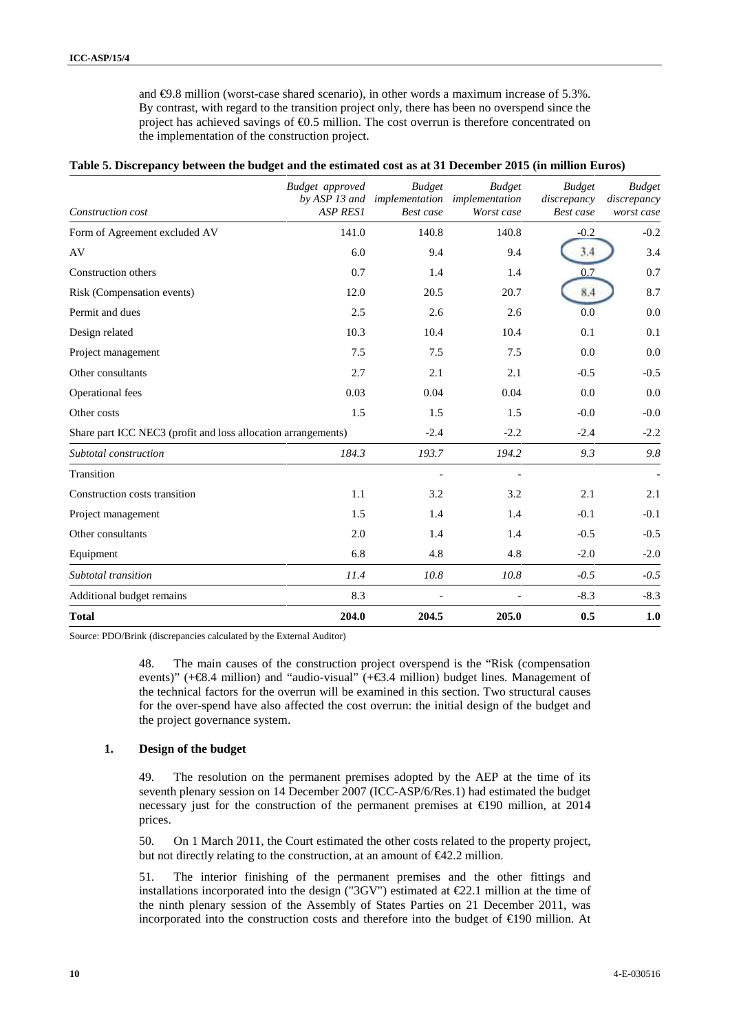and €9.8 million (worst-case shared scenario), in other words a maximum increase of 5.3%. By contrast, with regard to the transition project only, there has been no overspend since the project has achieved savings of €0.5 million. The cost overrun is therefore concentrated on the implementation of the construction project.

**Table 5. Discrepancy between the budget and the estimated cost as at 31 December 2015 (in million Euros)**

| *Construction cost* | *Budget approved by ASP 13 and ASP RES1* | *Budget implementation Best case* | *Budget implementation Worst case* | *Budget discrepancy Best case* | *Budget discrepancy worst case* |
|---|---|---|---|---|---|
| Form of Agreement excluded AV | 141.0 | 140.8 | 140.8 | -0.2 | -0.2 |
| AV | 6.0 | 9.4 | 9.4 | 3.4 | 3.4 |
| Construction others | 0.7 | 1.4 | 1.4 | 0.7 | 0.7 |
| Risk (Compensation events) | 12.0 | 20.5 | 20.7 | 8.4 | 8.7 |
| Permit and dues | 2.5 | 2.6 | 2.6 | 0.0 | 0.0 |
| Design related | 10.3 | 10.4 | 10.4 | 0.1 | 0.1 |
| Project management | 7.5 | 7.5 | 7.5 | 0.0 | 0.0 |
| Other consultants | 2.7 | 2.1 | 2.1 | -0.5 | -0.5 |
| Operational fees | 0.03 | 0.04 | 0.04 | 0.0 | 0.0 |
| Other costs | 1.5 | 1.5 | 1.5 | -0.0 | -0.0 |
| Share part ICC NEC3 (profit and loss allocation arrangements) | | -2.4 | -2.2 | -2.4 | -2.2 |
| *Subtotal construction* | *184.3* | *193.7* | *194.2* | *9.3* | *9.8* |
| Transition | | - | - | | - |
| Construction costs transition | 1.1 | 3.2 | 3.2 | 2.1 | 2.1 |
| Project management | 1.5 | 1.4 | 1.4 | -0.1 | -0.1 |
| Other consultants | 2.0 | 1.4 | 1.4 | -0.5 | -0.5 |
| Equipment | 6.8 | 4.8 | 4.8 | -2.0 | -2.0 |
| *Subtotal transition* | *11.4* | *10.8* | *10.8* | *-0.5* | *-0.5* |
| Additional budget remains | 8.3 | - | - | -8.3 | -8.3 |
| **Total** | **204.0** | **204.5** | **205.0** | **0.5** | **1.0** |

Source: PDO/Brink (discrepancies calculated by the External Auditor)

48. The main causes of the construction project overspend is the "Risk (compensation events)" (+€8.4 million) and "audio-visual" (+€3.4 million) budget lines. Management of the technical factors for the overrun will be examined in this section. Two structural causes for the over-spend have also affected the cost overrun: the initial design of the budget and the project governance system.

### 1. Design of the budget

49. The resolution on the permanent premises adopted by the AEP at the time of its seventh plenary session on 14 December 2007 (ICC-ASP/6/Res.1) had estimated the budget necessary just for the construction of the permanent premises at €190 million, at 2014 prices.

50. On 1 March 2011, the Court estimated the other costs related to the property project, but not directly relating to the construction, at an amount of €42.2 million.

51. The interior finishing of the permanent premises and the other fittings and installations incorporated into the design ("3GV") estimated at €22.1 million at the time of the ninth plenary session of the Assembly of States Parties on 21 December 2011, was incorporated into the construction costs and therefore into the budget of €190 million. At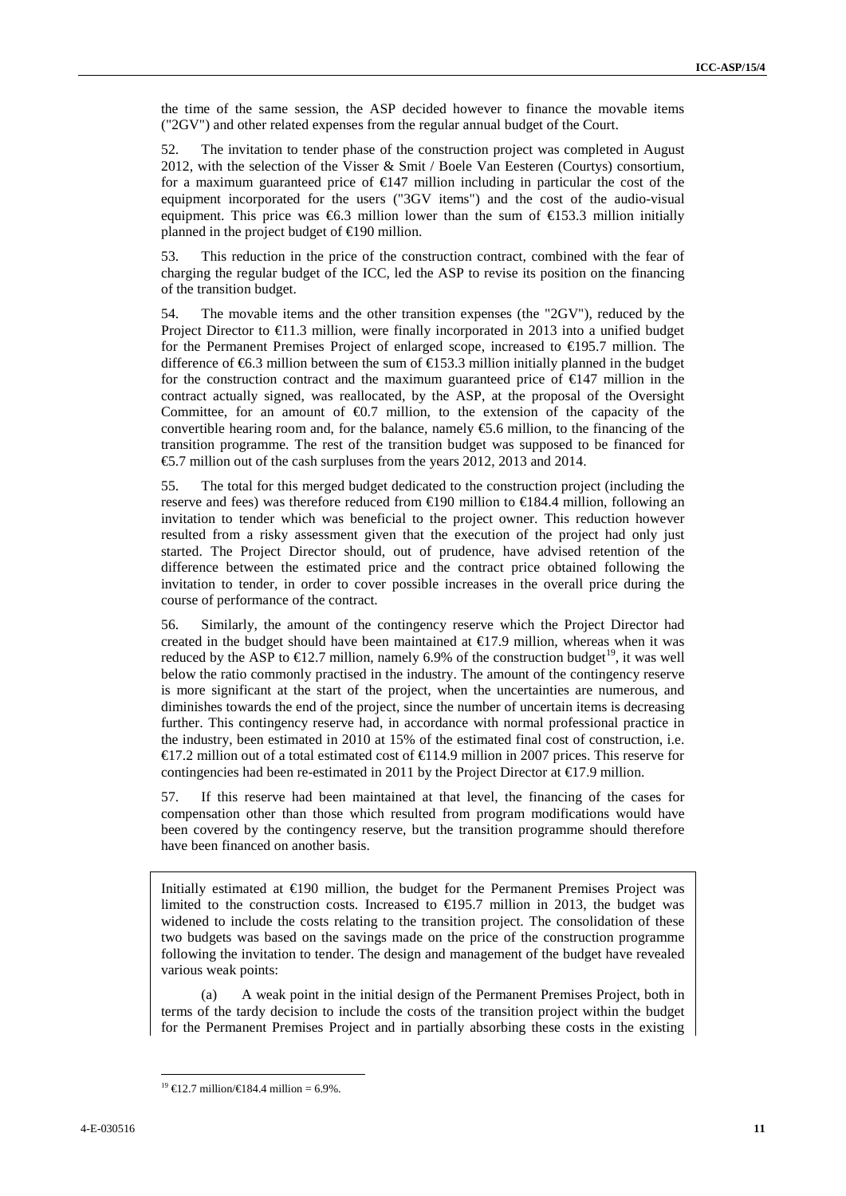the time of the same session, the ASP decided however to finance the movable items ("2GV") and other related expenses from the regular annual budget of the Court.

52. The invitation to tender phase of the construction project was completed in August 2012, with the selection of the Visser & Smit / Boele Van Eesteren (Courtys) consortium, for a maximum guaranteed price of €147 million including in particular the cost of the equipment incorporated for the users ("3GV items") and the cost of the audio-visual equipment. This price was €6.3 million lower than the sum of €153.3 million initially planned in the project budget of €190 million.

53. This reduction in the price of the construction contract, combined with the fear of charging the regular budget of the ICC, led the ASP to revise its position on the financing of the transition budget.

54. The movable items and the other transition expenses (the "2GV"), reduced by the Project Director to €11.3 million, were finally incorporated in 2013 into a unified budget for the Permanent Premises Project of enlarged scope, increased to €195.7 million. The difference of €6.3 million between the sum of €153.3 million initially planned in the budget for the construction contract and the maximum guaranteed price of €147 million in the contract actually signed, was reallocated, by the ASP, at the proposal of the Oversight Committee, for an amount of €0.7 million, to the extension of the capacity of the convertible hearing room and, for the balance, namely €5.6 million, to the financing of the transition programme. The rest of the transition budget was supposed to be financed for €5.7 million out of the cash surpluses from the years 2012, 2013 and 2014.

55. The total for this merged budget dedicated to the construction project (including the reserve and fees) was therefore reduced from €190 million to €184.4 million, following an invitation to tender which was beneficial to the project owner. This reduction however resulted from a risky assessment given that the execution of the project had only just started. The Project Director should, out of prudence, have advised retention of the difference between the estimated price and the contract price obtained following the invitation to tender, in order to cover possible increases in the overall price during the course of performance of the contract.

56. Similarly, the amount of the contingency reserve which the Project Director had created in the budget should have been maintained at €17.9 million, whereas when it was reduced by the ASP to €12.7 million, namely 6.9% of the construction budget[19], it was well below the ratio commonly practised in the industry. The amount of the contingency reserve is more significant at the start of the project, when the uncertainties are numerous, and diminishes towards the end of the project, since the number of uncertain items is decreasing further. This contingency reserve had, in accordance with normal professional practice in the industry, been estimated in 2010 at 15% of the estimated final cost of construction, i.e. €17.2 million out of a total estimated cost of €114.9 million in 2007 prices. This reserve for contingencies had been re-estimated in 2011 by the Project Director at €17.9 million.

57. If this reserve had been maintained at that level, the financing of the cases for compensation other than those which resulted from program modifications would have been covered by the contingency reserve, but the transition programme should therefore have been financed on another basis.

Initially estimated at €190 million, the budget for the Permanent Premises Project was limited to the construction costs. Increased to €195.7 million in 2013, the budget was widened to include the costs relating to the transition project. The consolidation of these two budgets was based on the savings made on the price of the construction programme following the invitation to tender. The design and management of the budget have revealed various weak points:

(a) A weak point in the initial design of the Permanent Premises Project, both in terms of the tardy decision to include the costs of the transition project within the budget for the Permanent Premises Project and in partially absorbing these costs in the existing

[19] €12.7 million/€184.4 million = 6.9%.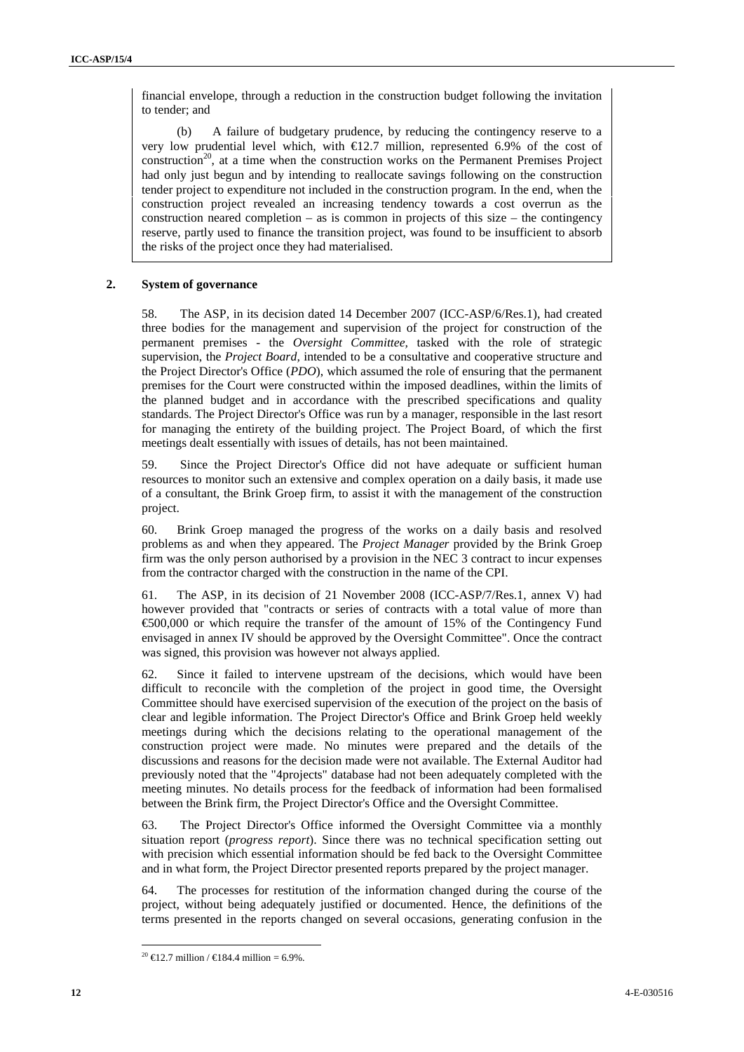financial envelope, through a reduction in the construction budget following the invitation to tender; and

(b) A failure of budgetary prudence, by reducing the contingency reserve to a very low prudential level which, with €12.7 million, represented 6.9% of the cost of construction[20], at a time when the construction works on the Permanent Premises Project had only just begun and by intending to reallocate savings following on the construction tender project to expenditure not included in the construction program. In the end, when the construction project revealed an increasing tendency towards a cost overrun as the construction neared completion – as is common in projects of this size – the contingency reserve, partly used to finance the transition project, was found to be insufficient to absorb the risks of the project once they had materialised.

## 2. System of governance

58. The ASP, in its decision dated 14 December 2007 (ICC-ASP/6/Res.1), had created three bodies for the management and supervision of the project for construction of the permanent premises - the *Oversight Committee*, tasked with the role of strategic supervision, the *Project Board*, intended to be a consultative and cooperative structure and the Project Director's Office (*PDO*), which assumed the role of ensuring that the permanent premises for the Court were constructed within the imposed deadlines, within the limits of the planned budget and in accordance with the prescribed specifications and quality standards. The Project Director's Office was run by a manager, responsible in the last resort for managing the entirety of the building project. The Project Board, of which the first meetings dealt essentially with issues of details, has not been maintained.

59. Since the Project Director's Office did not have adequate or sufficient human resources to monitor such an extensive and complex operation on a daily basis, it made use of a consultant, the Brink Groep firm, to assist it with the management of the construction project.

60. Brink Groep managed the progress of the works on a daily basis and resolved problems as and when they appeared. The *Project Manager* provided by the Brink Groep firm was the only person authorised by a provision in the NEC 3 contract to incur expenses from the contractor charged with the construction in the name of the CPI.

61. The ASP, in its decision of 21 November 2008 (ICC-ASP/7/Res.1, annex V) had however provided that "contracts or series of contracts with a total value of more than €500,000 or which require the transfer of the amount of 15% of the Contingency Fund envisaged in annex IV should be approved by the Oversight Committee". Once the contract was signed, this provision was however not always applied.

62. Since it failed to intervene upstream of the decisions, which would have been difficult to reconcile with the completion of the project in good time, the Oversight Committee should have exercised supervision of the execution of the project on the basis of clear and legible information. The Project Director's Office and Brink Groep held weekly meetings during which the decisions relating to the operational management of the construction project were made. No minutes were prepared and the details of the discussions and reasons for the decision made were not available. The External Auditor had previously noted that the "4projects" database had not been adequately completed with the meeting minutes. No details process for the feedback of information had been formalised between the Brink firm, the Project Director's Office and the Oversight Committee.

63. The Project Director's Office informed the Oversight Committee via a monthly situation report (*progress report*). Since there was no technical specification setting out with precision which essential information should be fed back to the Oversight Committee and in what form, the Project Director presented reports prepared by the project manager.

64. The processes for restitution of the information changed during the course of the project, without being adequately justified or documented. Hence, the definitions of the terms presented in the reports changed on several occasions, generating confusion in the

---

[20] €12.7 million / €184.4 million = 6.9%.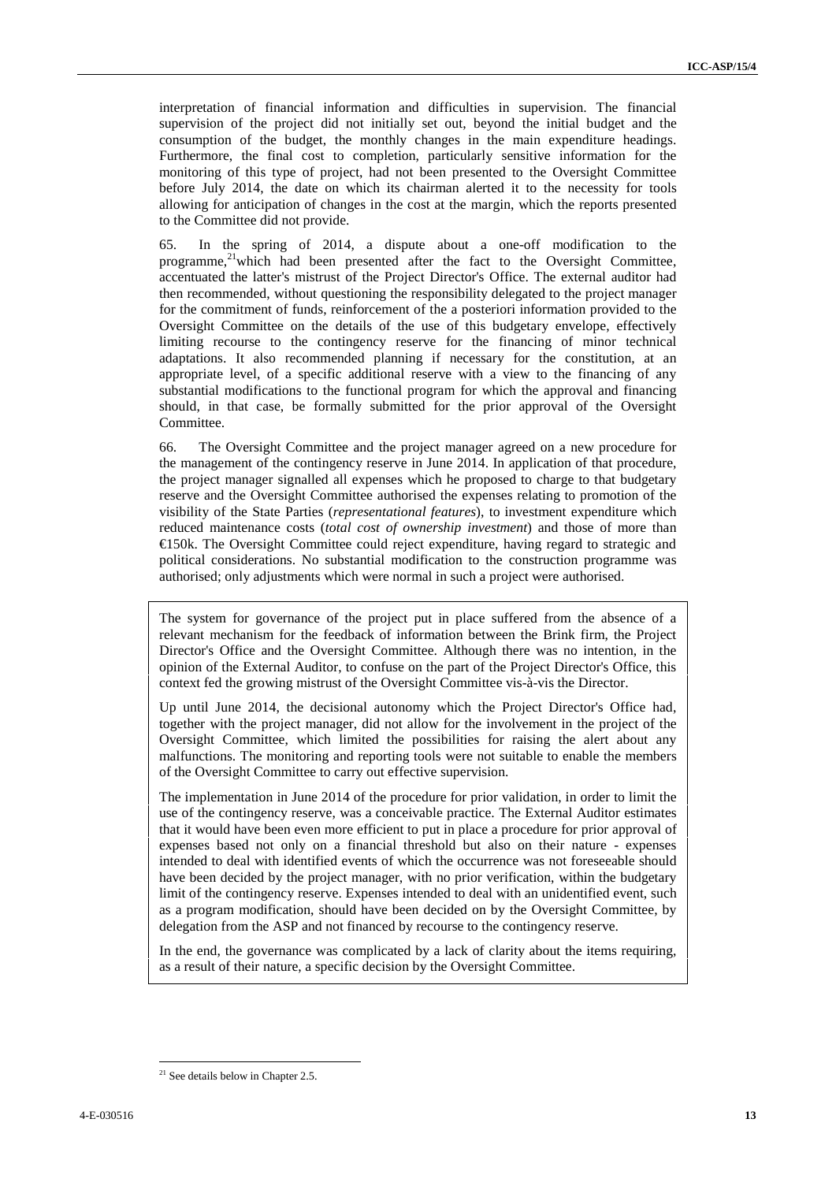interpretation of financial information and difficulties in supervision. The financial supervision of the project did not initially set out, beyond the initial budget and the consumption of the budget, the monthly changes in the main expenditure headings. Furthermore, the final cost to completion, particularly sensitive information for the monitoring of this type of project, had not been presented to the Oversight Committee before July 2014, the date on which its chairman alerted it to the necessity for tools allowing for anticipation of changes in the cost at the margin, which the reports presented to the Committee did not provide.

65. In the spring of 2014, a dispute about a one-off modification to the programme,[21]which had been presented after the fact to the Oversight Committee, accentuated the latter's mistrust of the Project Director's Office. The external auditor had then recommended, without questioning the responsibility delegated to the project manager for the commitment of funds, reinforcement of the a posteriori information provided to the Oversight Committee on the details of the use of this budgetary envelope, effectively limiting recourse to the contingency reserve for the financing of minor technical adaptations. It also recommended planning if necessary for the constitution, at an appropriate level, of a specific additional reserve with a view to the financing of any substantial modifications to the functional program for which the approval and financing should, in that case, be formally submitted for the prior approval of the Oversight Committee.

66. The Oversight Committee and the project manager agreed on a new procedure for the management of the contingency reserve in June 2014. In application of that procedure, the project manager signalled all expenses which he proposed to charge to that budgetary reserve and the Oversight Committee authorised the expenses relating to promotion of the visibility of the State Parties (*representational features*), to investment expenditure which reduced maintenance costs (*total cost of ownership investment*) and those of more than €150k. The Oversight Committee could reject expenditure, having regard to strategic and political considerations. No substantial modification to the construction programme was authorised; only adjustments which were normal in such a project were authorised.

> The system for governance of the project put in place suffered from the absence of a relevant mechanism for the feedback of information between the Brink firm, the Project Director's Office and the Oversight Committee. Although there was no intention, in the opinion of the External Auditor, to confuse on the part of the Project Director's Office, this context fed the growing mistrust of the Oversight Committee vis-à-vis the Director.
>
> Up until June 2014, the decisional autonomy which the Project Director's Office had, together with the project manager, did not allow for the involvement in the project of the Oversight Committee, which limited the possibilities for raising the alert about any malfunctions. The monitoring and reporting tools were not suitable to enable the members of the Oversight Committee to carry out effective supervision.
>
> The implementation in June 2014 of the procedure for prior validation, in order to limit the use of the contingency reserve, was a conceivable practice. The External Auditor estimates that it would have been even more efficient to put in place a procedure for prior approval of expenses based not only on a financial threshold but also on their nature - expenses intended to deal with identified events of which the occurrence was not foreseeable should have been decided by the project manager, with no prior verification, within the budgetary limit of the contingency reserve. Expenses intended to deal with an unidentified event, such as a program modification, should have been decided on by the Oversight Committee, by delegation from the ASP and not financed by recourse to the contingency reserve.
>
> In the end, the governance was complicated by a lack of clarity about the items requiring, as a result of their nature, a specific decision by the Oversight Committee.

[21] See details below in Chapter 2.5.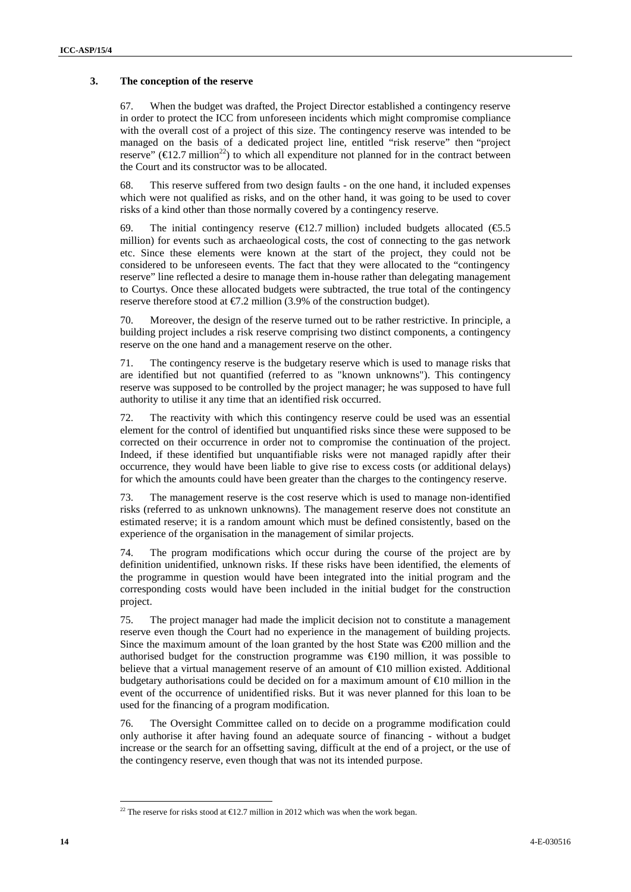### 3. The conception of the reserve

67. When the budget was drafted, the Project Director established a contingency reserve in order to protect the ICC from unforeseen incidents which might compromise compliance with the overall cost of a project of this size. The contingency reserve was intended to be managed on the basis of a dedicated project line, entitled "risk reserve" then "project reserve" (€12.7 million[22]) to which all expenditure not planned for in the contract between the Court and its constructor was to be allocated.

68. This reserve suffered from two design faults - on the one hand, it included expenses which were not qualified as risks, and on the other hand, it was going to be used to cover risks of a kind other than those normally covered by a contingency reserve.

69. The initial contingency reserve (€12.7 million) included budgets allocated (€5.5 million) for events such as archaeological costs, the cost of connecting to the gas network etc. Since these elements were known at the start of the project, they could not be considered to be unforeseen events. The fact that they were allocated to the "contingency reserve" line reflected a desire to manage them in-house rather than delegating management to Courtys. Once these allocated budgets were subtracted, the true total of the contingency reserve therefore stood at €7.2 million (3.9% of the construction budget).

70. Moreover, the design of the reserve turned out to be rather restrictive. In principle, a building project includes a risk reserve comprising two distinct components, a contingency reserve on the one hand and a management reserve on the other.

71. The contingency reserve is the budgetary reserve which is used to manage risks that are identified but not quantified (referred to as "known unknowns"). This contingency reserve was supposed to be controlled by the project manager; he was supposed to have full authority to utilise it any time that an identified risk occurred.

72. The reactivity with which this contingency reserve could be used was an essential element for the control of identified but unquantified risks since these were supposed to be corrected on their occurrence in order not to compromise the continuation of the project. Indeed, if these identified but unquantifiable risks were not managed rapidly after their occurrence, they would have been liable to give rise to excess costs (or additional delays) for which the amounts could have been greater than the charges to the contingency reserve.

73. The management reserve is the cost reserve which is used to manage non-identified risks (referred to as unknown unknowns). The management reserve does not constitute an estimated reserve; it is a random amount which must be defined consistently, based on the experience of the organisation in the management of similar projects.

74. The program modifications which occur during the course of the project are by definition unidentified, unknown risks. If these risks have been identified, the elements of the programme in question would have been integrated into the initial program and the corresponding costs would have been included in the initial budget for the construction project.

75. The project manager had made the implicit decision not to constitute a management reserve even though the Court had no experience in the management of building projects. Since the maximum amount of the loan granted by the host State was €200 million and the authorised budget for the construction programme was €190 million, it was possible to believe that a virtual management reserve of an amount of €10 million existed. Additional budgetary authorisations could be decided on for a maximum amount of €10 million in the event of the occurrence of unidentified risks. But it was never planned for this loan to be used for the financing of a program modification.

76. The Oversight Committee called on to decide on a programme modification could only authorise it after having found an adequate source of financing - without a budget increase or the search for an offsetting saving, difficult at the end of a project, or the use of the contingency reserve, even though that was not its intended purpose.

[22] The reserve for risks stood at €12.7 million in 2012 which was when the work began.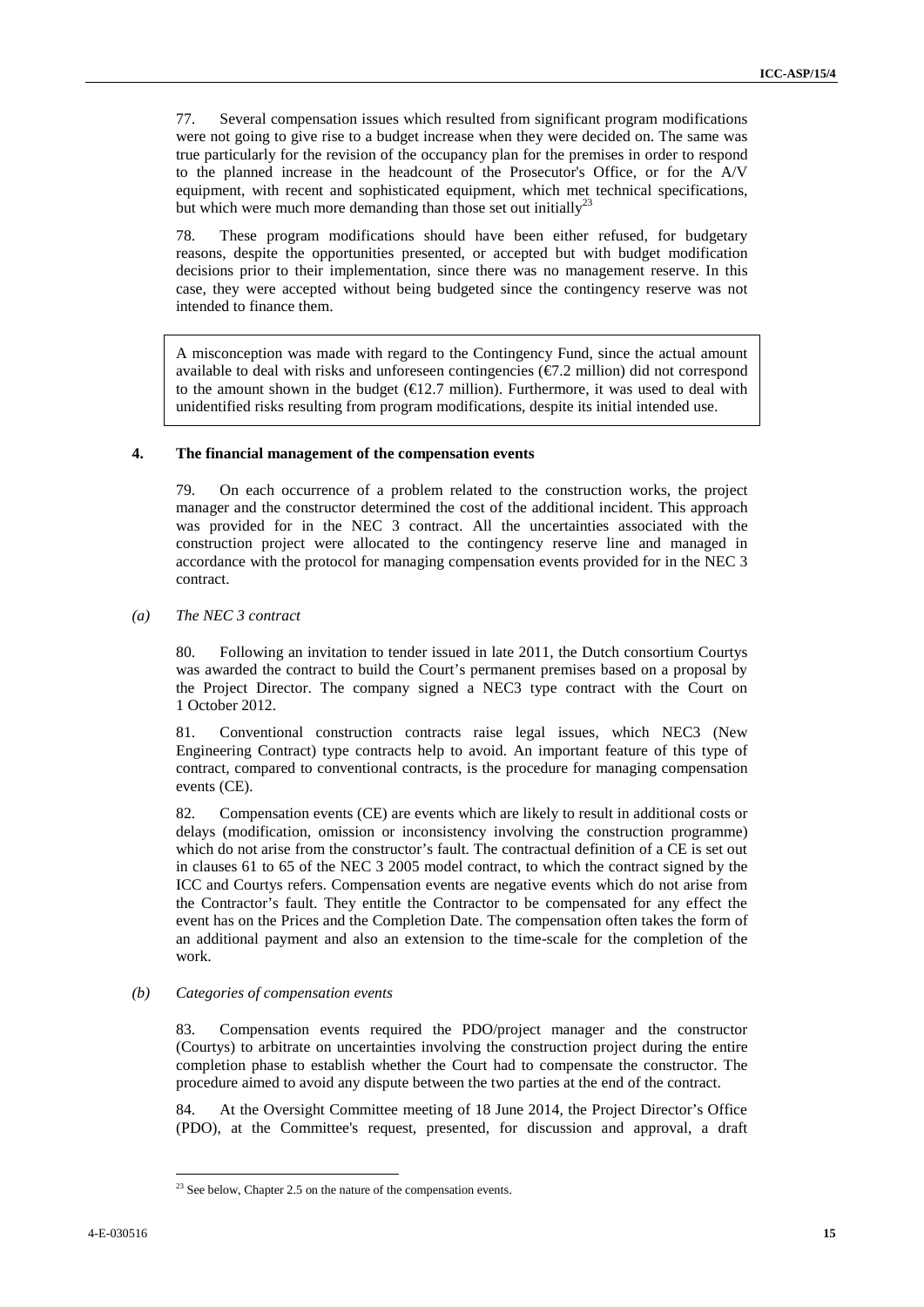77. Several compensation issues which resulted from significant program modifications were not going to give rise to a budget increase when they were decided on. The same was true particularly for the revision of the occupancy plan for the premises in order to respond to the planned increase in the headcount of the Prosecutor's Office, or for the A/V equipment, with recent and sophisticated equipment, which met technical specifications, but which were much more demanding than those set out initially[23]

78. These program modifications should have been either refused, for budgetary reasons, despite the opportunities presented, or accepted but with budget modification decisions prior to their implementation, since there was no management reserve. In this case, they were accepted without being budgeted since the contingency reserve was not intended to finance them.

> A misconception was made with regard to the Contingency Fund, since the actual amount available to deal with risks and unforeseen contingencies (€7.2 million) did not correspond to the amount shown in the budget (€12.7 million). Furthermore, it was used to deal with unidentified risks resulting from program modifications, despite its initial intended use.

### 4. The financial management of the compensation events

79. On each occurrence of a problem related to the construction works, the project manager and the constructor determined the cost of the additional incident. This approach was provided for in the NEC 3 contract. All the uncertainties associated with the construction project were allocated to the contingency reserve line and managed in accordance with the protocol for managing compensation events provided for in the NEC 3 contract.

#### *(a) The NEC 3 contract*

80. Following an invitation to tender issued in late 2011, the Dutch consortium Courtys was awarded the contract to build the Court's permanent premises based on a proposal by the Project Director. The company signed a NEC3 type contract with the Court on 1 October 2012.

81. Conventional construction contracts raise legal issues, which NEC3 (New Engineering Contract) type contracts help to avoid. An important feature of this type of contract, compared to conventional contracts, is the procedure for managing compensation events (CE).

82. Compensation events (CE) are events which are likely to result in additional costs or delays (modification, omission or inconsistency involving the construction programme) which do not arise from the constructor's fault. The contractual definition of a CE is set out in clauses 61 to 65 of the NEC 3 2005 model contract, to which the contract signed by the ICC and Courtys refers. Compensation events are negative events which do not arise from the Contractor's fault. They entitle the Contractor to be compensated for any effect the event has on the Prices and the Completion Date. The compensation often takes the form of an additional payment and also an extension to the time-scale for the completion of the work.

#### *(b) Categories of compensation events*

83. Compensation events required the PDO/project manager and the constructor (Courtys) to arbitrate on uncertainties involving the construction project during the entire completion phase to establish whether the Court had to compensate the constructor. The procedure aimed to avoid any dispute between the two parties at the end of the contract.

84. At the Oversight Committee meeting of 18 June 2014, the Project Director's Office (PDO), at the Committee's request, presented, for discussion and approval, a draft

[23] See below, Chapter 2.5 on the nature of the compensation events.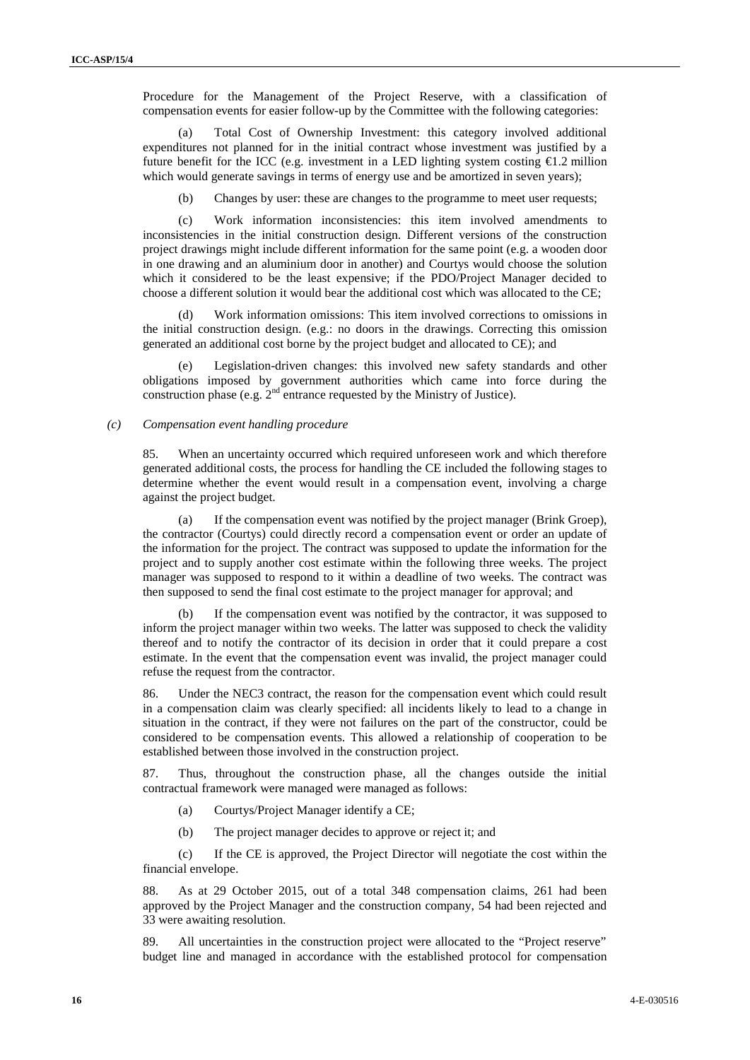Procedure for the Management of the Project Reserve, with a classification of compensation events for easier follow-up by the Committee with the following categories:

(a) Total Cost of Ownership Investment: this category involved additional expenditures not planned for in the initial contract whose investment was justified by a future benefit for the ICC (e.g. investment in a LED lighting system costing €1.2 million which would generate savings in terms of energy use and be amortized in seven years);

(b) Changes by user: these are changes to the programme to meet user requests;

(c) Work information inconsistencies: this item involved amendments to inconsistencies in the initial construction design. Different versions of the construction project drawings might include different information for the same point (e.g. a wooden door in one drawing and an aluminium door in another) and Courtys would choose the solution which it considered to be the least expensive; if the PDO/Project Manager decided to choose a different solution it would bear the additional cost which was allocated to the CE;

(d) Work information omissions: This item involved corrections to omissions in the initial construction design. (e.g.: no doors in the drawings. Correcting this omission generated an additional cost borne by the project budget and allocated to CE); and

(e) Legislation-driven changes: this involved new safety standards and other obligations imposed by government authorities which came into force during the construction phase (e.g. 2nd entrance requested by the Ministry of Justice).

*(c) Compensation event handling procedure*

85. When an uncertainty occurred which required unforeseen work and which therefore generated additional costs, the process for handling the CE included the following stages to determine whether the event would result in a compensation event, involving a charge against the project budget.

(a) If the compensation event was notified by the project manager (Brink Groep), the contractor (Courtys) could directly record a compensation event or order an update of the information for the project. The contract was supposed to update the information for the project and to supply another cost estimate within the following three weeks. The project manager was supposed to respond to it within a deadline of two weeks. The contract was then supposed to send the final cost estimate to the project manager for approval; and

(b) If the compensation event was notified by the contractor, it was supposed to inform the project manager within two weeks. The latter was supposed to check the validity thereof and to notify the contractor of its decision in order that it could prepare a cost estimate. In the event that the compensation event was invalid, the project manager could refuse the request from the contractor.

86. Under the NEC3 contract, the reason for the compensation event which could result in a compensation claim was clearly specified: all incidents likely to lead to a change in situation in the contract, if they were not failures on the part of the constructor, could be considered to be compensation events. This allowed a relationship of cooperation to be established between those involved in the construction project.

87. Thus, throughout the construction phase, all the changes outside the initial contractual framework were managed were managed as follows:

(a) Courtys/Project Manager identify a CE;

(b) The project manager decides to approve or reject it; and

(c) If the CE is approved, the Project Director will negotiate the cost within the financial envelope.

88. As at 29 October 2015, out of a total 348 compensation claims, 261 had been approved by the Project Manager and the construction company, 54 had been rejected and 33 were awaiting resolution.

89. All uncertainties in the construction project were allocated to the "Project reserve" budget line and managed in accordance with the established protocol for compensation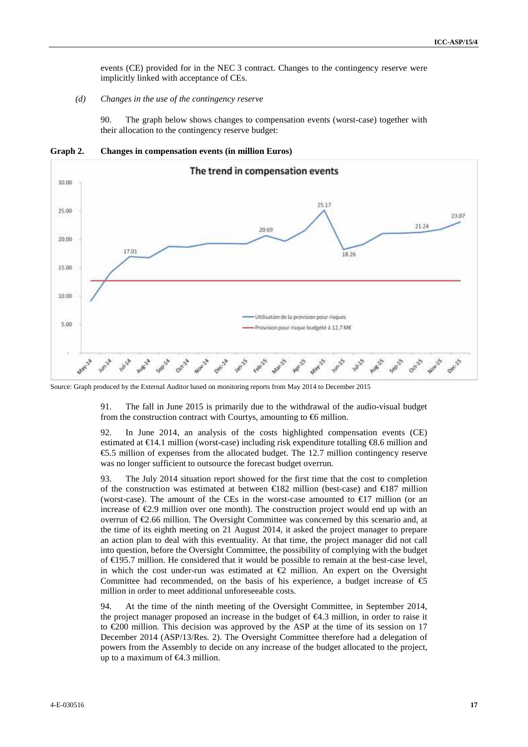events (CE) provided for in the NEC 3 contract. Changes to the contingency reserve were implicitly linked with acceptance of CEs.

*(d) Changes in the use of the contingency reserve*

90. The graph below shows changes to compensation events (worst-case) together with their allocation to the contingency reserve budget:

**Graph 2. Changes in compensation events (in million Euros)**

The trend in compensation events

Utilisation de la provision pour risques

Provision pour risque budgété à 12,7 M€

Source: Graph produced by the External Auditor based on monitoring reports from May 2014 to December 2015

91. The fall in June 2015 is primarily due to the withdrawal of the audio-visual budget from the construction contract with Courtys, amounting to €6 million.

92. In June 2014, an analysis of the costs highlighted compensation events (CE) estimated at €14.1 million (worst-case) including risk expenditure totalling €8.6 million and €5.5 million of expenses from the allocated budget. The 12.7 million contingency reserve was no longer sufficient to outsource the forecast budget overrun.

93. The July 2014 situation report showed for the first time that the cost to completion of the construction was estimated at between €182 million (best-case) and €187 million (worst-case). The amount of the CEs in the worst-case amounted to €17 million (or an increase of €2.9 million over one month). The construction project would end up with an overrun of €2.66 million. The Oversight Committee was concerned by this scenario and, at the time of its eighth meeting on 21 August 2014, it asked the project manager to prepare an action plan to deal with this eventuality. At that time, the project manager did not call into question, before the Oversight Committee, the possibility of complying with the budget of €195.7 million. He considered that it would be possible to remain at the best-case level, in which the cost under-run was estimated at €2 million. An expert on the Oversight Committee had recommended, on the basis of his experience, a budget increase of €5 million in order to meet additional unforeseeable costs.

94. At the time of the ninth meeting of the Oversight Committee, in September 2014, the project manager proposed an increase in the budget of €4.3 million, in order to raise it to €200 million. This decision was approved by the ASP at the time of its session on 17 December 2014 (ASP/13/Res. 2). The Oversight Committee therefore had a delegation of powers from the Assembly to decide on any increase of the budget allocated to the project, up to a maximum of €4.3 million.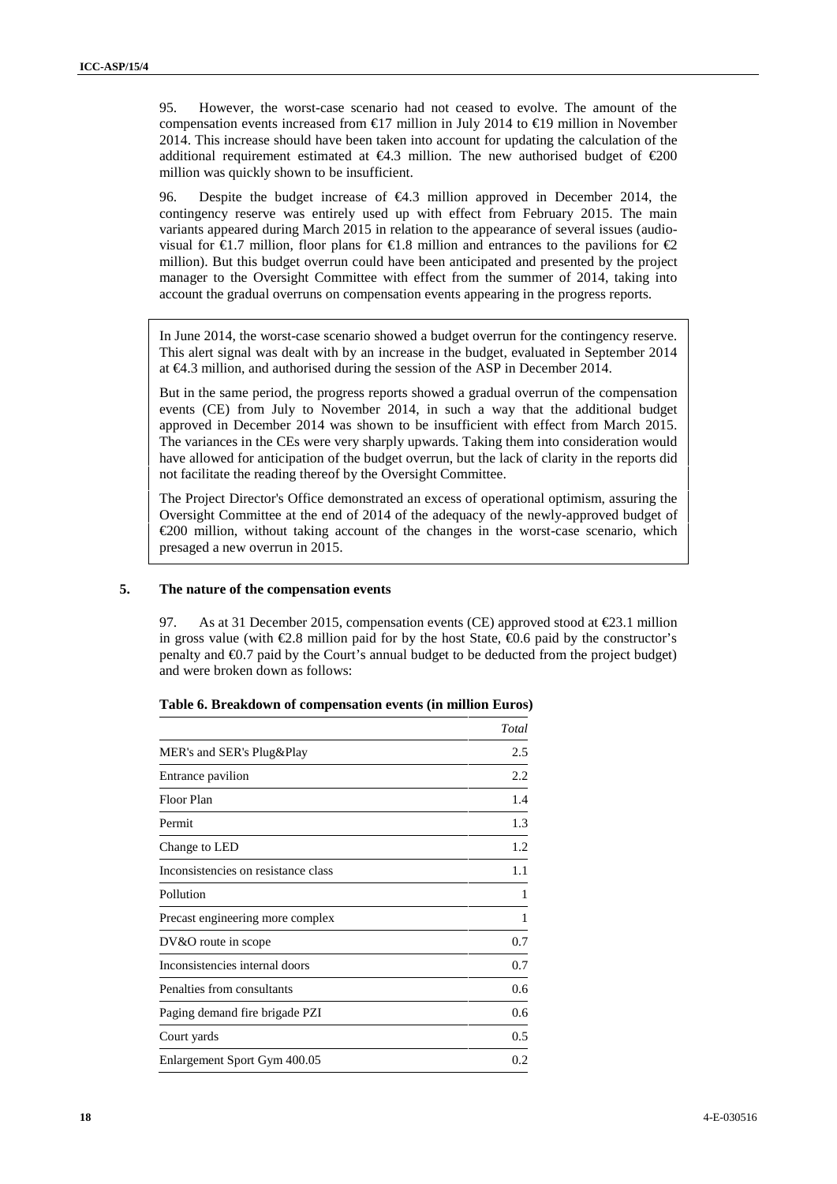95. However, the worst-case scenario had not ceased to evolve. The amount of the compensation events increased from €17 million in July 2014 to €19 million in November 2014. This increase should have been taken into account for updating the calculation of the additional requirement estimated at €4.3 million. The new authorised budget of €200 million was quickly shown to be insufficient.

96. Despite the budget increase of €4.3 million approved in December 2014, the contingency reserve was entirely used up with effect from February 2015. The main variants appeared during March 2015 in relation to the appearance of several issues (audio-visual for €1.7 million, floor plans for €1.8 million and entrances to the pavilions for €2 million). But this budget overrun could have been anticipated and presented by the project manager to the Oversight Committee with effect from the summer of 2014, taking into account the gradual overruns on compensation events appearing in the progress reports.

> In June 2014, the worst-case scenario showed a budget overrun for the contingency reserve. This alert signal was dealt with by an increase in the budget, evaluated in September 2014 at €4.3 million, and authorised during the session of the ASP in December 2014.
>
> But in the same period, the progress reports showed a gradual overrun of the compensation events (CE) from July to November 2014, in such a way that the additional budget approved in December 2014 was shown to be insufficient with effect from March 2015. The variances in the CEs were very sharply upwards. Taking them into consideration would have allowed for anticipation of the budget overrun, but the lack of clarity in the reports did not facilitate the reading thereof by the Oversight Committee.
>
> The Project Director's Office demonstrated an excess of operational optimism, assuring the Oversight Committee at the end of 2014 of the adequacy of the newly-approved budget of €200 million, without taking account of the changes in the worst-case scenario, which presaged a new overrun in 2015.

### 5. The nature of the compensation events

97. As at 31 December 2015, compensation events (CE) approved stood at €23.1 million in gross value (with €2.8 million paid for by the host State, €0.6 paid by the constructor's penalty and €0.7 paid by the Court's annual budget to be deducted from the project budget) and were broken down as follows:

**Table 6. Breakdown of compensation events (in million Euros)**

| | *Total* |
|---|---|
| MER's and SER's Plug&Play | 2.5 |
| Entrance pavilion | 2.2 |
| Floor Plan | 1.4 |
| Permit | 1.3 |
| Change to LED | 1.2 |
| Inconsistencies on resistance class | 1.1 |
| Pollution | 1 |
| Precast engineering more complex | 1 |
| DV&O route in scope | 0.7 |
| Inconsistencies internal doors | 0.7 |
| Penalties from consultants | 0.6 |
| Paging demand fire brigade PZI | 0.6 |
| Court yards | 0.5 |
| Enlargement Sport Gym 400.05 | 0.2 |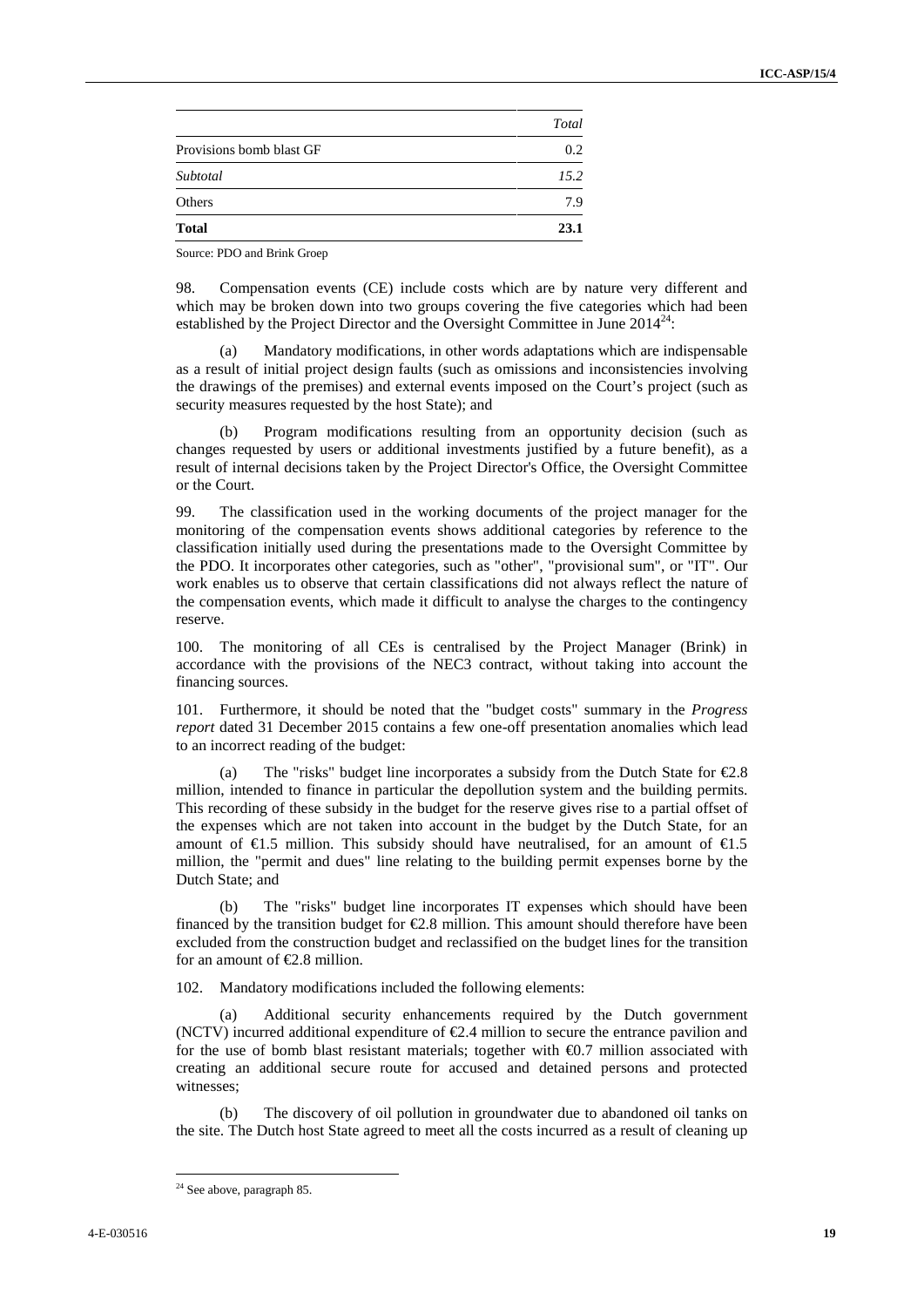| | *Total* |
|---|---|
| Provisions bomb blast GF | 0.2 |
| *Subtotal* | *15.2* |
| Others | 7.9 |
| **Total** | **23.1** |

Source: PDO and Brink Groep

98. Compensation events (CE) include costs which are by nature very different and which may be broken down into two groups covering the five categories which had been established by the Project Director and the Oversight Committee in June 2014[24]:

(a) Mandatory modifications, in other words adaptations which are indispensable as a result of initial project design faults (such as omissions and inconsistencies involving the drawings of the premises) and external events imposed on the Court's project (such as security measures requested by the host State); and

(b) Program modifications resulting from an opportunity decision (such as changes requested by users or additional investments justified by a future benefit), as a result of internal decisions taken by the Project Director's Office, the Oversight Committee or the Court.

99. The classification used in the working documents of the project manager for the monitoring of the compensation events shows additional categories by reference to the classification initially used during the presentations made to the Oversight Committee by the PDO. It incorporates other categories, such as "other", "provisional sum", or "IT". Our work enables us to observe that certain classifications did not always reflect the nature of the compensation events, which made it difficult to analyse the charges to the contingency reserve.

100. The monitoring of all CEs is centralised by the Project Manager (Brink) in accordance with the provisions of the NEC3 contract, without taking into account the financing sources.

101. Furthermore, it should be noted that the "budget costs" summary in the *Progress report* dated 31 December 2015 contains a few one-off presentation anomalies which lead to an incorrect reading of the budget:

(a) The "risks" budget line incorporates a subsidy from the Dutch State for €2.8 million, intended to finance in particular the depollution system and the building permits. This recording of these subsidy in the budget for the reserve gives rise to a partial offset of the expenses which are not taken into account in the budget by the Dutch State, for an amount of €1.5 million. This subsidy should have neutralised, for an amount of €1.5 million, the "permit and dues" line relating to the building permit expenses borne by the Dutch State; and

(b) The "risks" budget line incorporates IT expenses which should have been financed by the transition budget for €2.8 million. This amount should therefore have been excluded from the construction budget and reclassified on the budget lines for the transition for an amount of €2.8 million.

102. Mandatory modifications included the following elements:

(a) Additional security enhancements required by the Dutch government (NCTV) incurred additional expenditure of €2.4 million to secure the entrance pavilion and for the use of bomb blast resistant materials; together with €0.7 million associated with creating an additional secure route for accused and detained persons and protected witnesses;

(b) The discovery of oil pollution in groundwater due to abandoned oil tanks on the site. The Dutch host State agreed to meet all the costs incurred as a result of cleaning up

[24] See above, paragraph 85.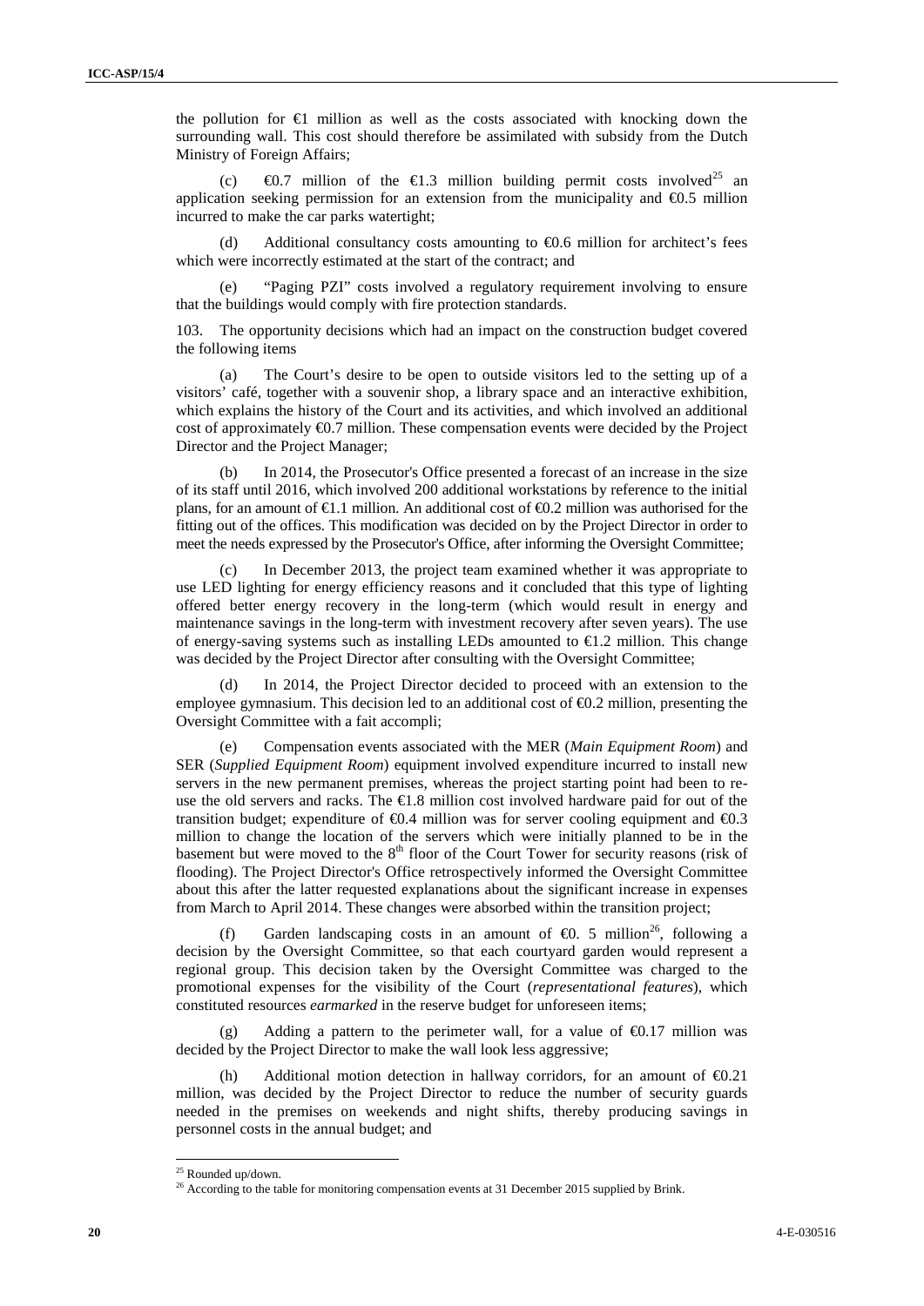the pollution for €1 million as well as the costs associated with knocking down the surrounding wall. This cost should therefore be assimilated with subsidy from the Dutch Ministry of Foreign Affairs;

(c) €0.7 million of the €1.3 million building permit costs involved[25] an application seeking permission for an extension from the municipality and €0.5 million incurred to make the car parks watertight;

(d) Additional consultancy costs amounting to €0.6 million for architect's fees which were incorrectly estimated at the start of the contract; and

(e) "Paging PZI" costs involved a regulatory requirement involving to ensure that the buildings would comply with fire protection standards.

103. The opportunity decisions which had an impact on the construction budget covered the following items

(a) The Court's desire to be open to outside visitors led to the setting up of a visitors' café, together with a souvenir shop, a library space and an interactive exhibition, which explains the history of the Court and its activities, and which involved an additional cost of approximately €0.7 million. These compensation events were decided by the Project Director and the Project Manager;

(b) In 2014, the Prosecutor's Office presented a forecast of an increase in the size of its staff until 2016, which involved 200 additional workstations by reference to the initial plans, for an amount of €1.1 million. An additional cost of €0.2 million was authorised for the fitting out of the offices. This modification was decided on by the Project Director in order to meet the needs expressed by the Prosecutor's Office, after informing the Oversight Committee;

(c) In December 2013, the project team examined whether it was appropriate to use LED lighting for energy efficiency reasons and it concluded that this type of lighting offered better energy recovery in the long-term (which would result in energy and maintenance savings in the long-term with investment recovery after seven years). The use of energy-saving systems such as installing LEDs amounted to €1.2 million. This change was decided by the Project Director after consulting with the Oversight Committee;

(d) In 2014, the Project Director decided to proceed with an extension to the employee gymnasium. This decision led to an additional cost of €0.2 million, presenting the Oversight Committee with a fait accompli;

(e) Compensation events associated with the MER (*Main Equipment Room*) and SER (*Supplied Equipment Room*) equipment involved expenditure incurred to install new servers in the new permanent premises, whereas the project starting point had been to re-use the old servers and racks. The €1.8 million cost involved hardware paid for out of the transition budget; expenditure of €0.4 million was for server cooling equipment and €0.3 million to change the location of the servers which were initially planned to be in the basement but were moved to the 8th floor of the Court Tower for security reasons (risk of flooding). The Project Director's Office retrospectively informed the Oversight Committee about this after the latter requested explanations about the significant increase in expenses from March to April 2014. These changes were absorbed within the transition project;

(f) Garden landscaping costs in an amount of €0. 5 million[26], following a decision by the Oversight Committee, so that each courtyard garden would represent a regional group. This decision taken by the Oversight Committee was charged to the promotional expenses for the visibility of the Court (*representational features*), which constituted resources *earmarked* in the reserve budget for unforeseen items;

(g) Adding a pattern to the perimeter wall, for a value of €0.17 million was decided by the Project Director to make the wall look less aggressive;

(h) Additional motion detection in hallway corridors, for an amount of €0.21 million, was decided by the Project Director to reduce the number of security guards needed in the premises on weekends and night shifts, thereby producing savings in personnel costs in the annual budget; and

[25] Rounded up/down.

[26] According to the table for monitoring compensation events at 31 December 2015 supplied by Brink.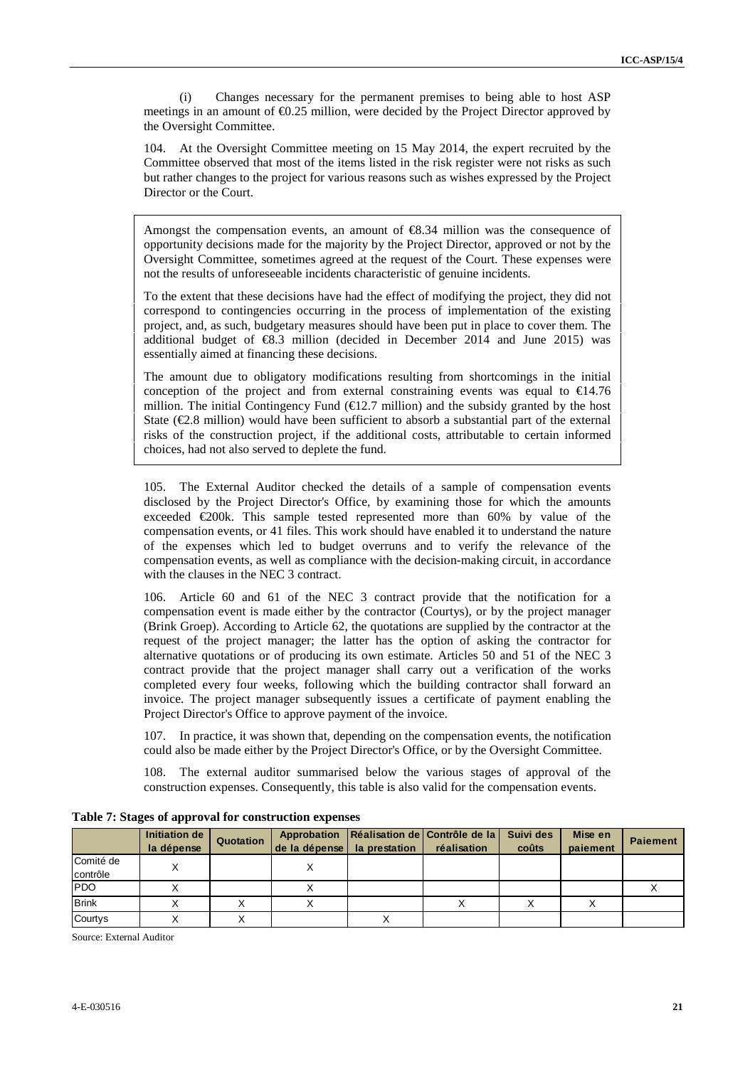(i) Changes necessary for the permanent premises to being able to host ASP meetings in an amount of €0.25 million, were decided by the Project Director approved by the Oversight Committee.

104. At the Oversight Committee meeting on 15 May 2014, the expert recruited by the Committee observed that most of the items listed in the risk register were not risks as such but rather changes to the project for various reasons such as wishes expressed by the Project Director or the Court.

> Amongst the compensation events, an amount of €8.34 million was the consequence of opportunity decisions made for the majority by the Project Director, approved or not by the Oversight Committee, sometimes agreed at the request of the Court. These expenses were not the results of unforeseeable incidents characteristic of genuine incidents.
>
> To the extent that these decisions have had the effect of modifying the project, they did not correspond to contingencies occurring in the process of implementation of the existing project, and, as such, budgetary measures should have been put in place to cover them. The additional budget of €8.3 million (decided in December 2014 and June 2015) was essentially aimed at financing these decisions.
>
> The amount due to obligatory modifications resulting from shortcomings in the initial conception of the project and from external constraining events was equal to €14.76 million. The initial Contingency Fund (€12.7 million) and the subsidy granted by the host State (€2.8 million) would have been sufficient to absorb a substantial part of the external risks of the construction project, if the additional costs, attributable to certain informed choices, had not also served to deplete the fund.

105. The External Auditor checked the details of a sample of compensation events disclosed by the Project Director's Office, by examining those for which the amounts exceeded €200k. This sample tested represented more than 60% by value of the compensation events, or 41 files. This work should have enabled it to understand the nature of the expenses which led to budget overruns and to verify the relevance of the compensation events, as well as compliance with the decision-making circuit, in accordance with the clauses in the NEC 3 contract.

106. Article 60 and 61 of the NEC 3 contract provide that the notification for a compensation event is made either by the contractor (Courtys), or by the project manager (Brink Groep). According to Article 62, the quotations are supplied by the contractor at the request of the project manager; the latter has the option of asking the contractor for alternative quotations or of producing its own estimate. Articles 50 and 51 of the NEC 3 contract provide that the project manager shall carry out a verification of the works completed every four weeks, following which the building contractor shall forward an invoice. The project manager subsequently issues a certificate of payment enabling the Project Director's Office to approve payment of the invoice.

107. In practice, it was shown that, depending on the compensation events, the notification could also be made either by the Project Director's Office, or by the Oversight Committee.

108. The external auditor summarised below the various stages of approval of the construction expenses. Consequently, this table is also valid for the compensation events.

**Table 7: Stages of approval for construction expenses**

| | Initiation de la dépense | Quotation | Approbation de la dépense | Réalisation de la prestation | Contrôle de la réalisation | Suivi des coûts | Mise en paiement | Paiement |
|---|---|---|---|---|---|---|---|---|
| Comité de contrôle | X | | X | | | | | |
| PDO | X | | X | | | | | X |
| Brink | X | X | X | | X | X | X | |
| Courtys | X | X | | X | | | | |

Source: External Auditor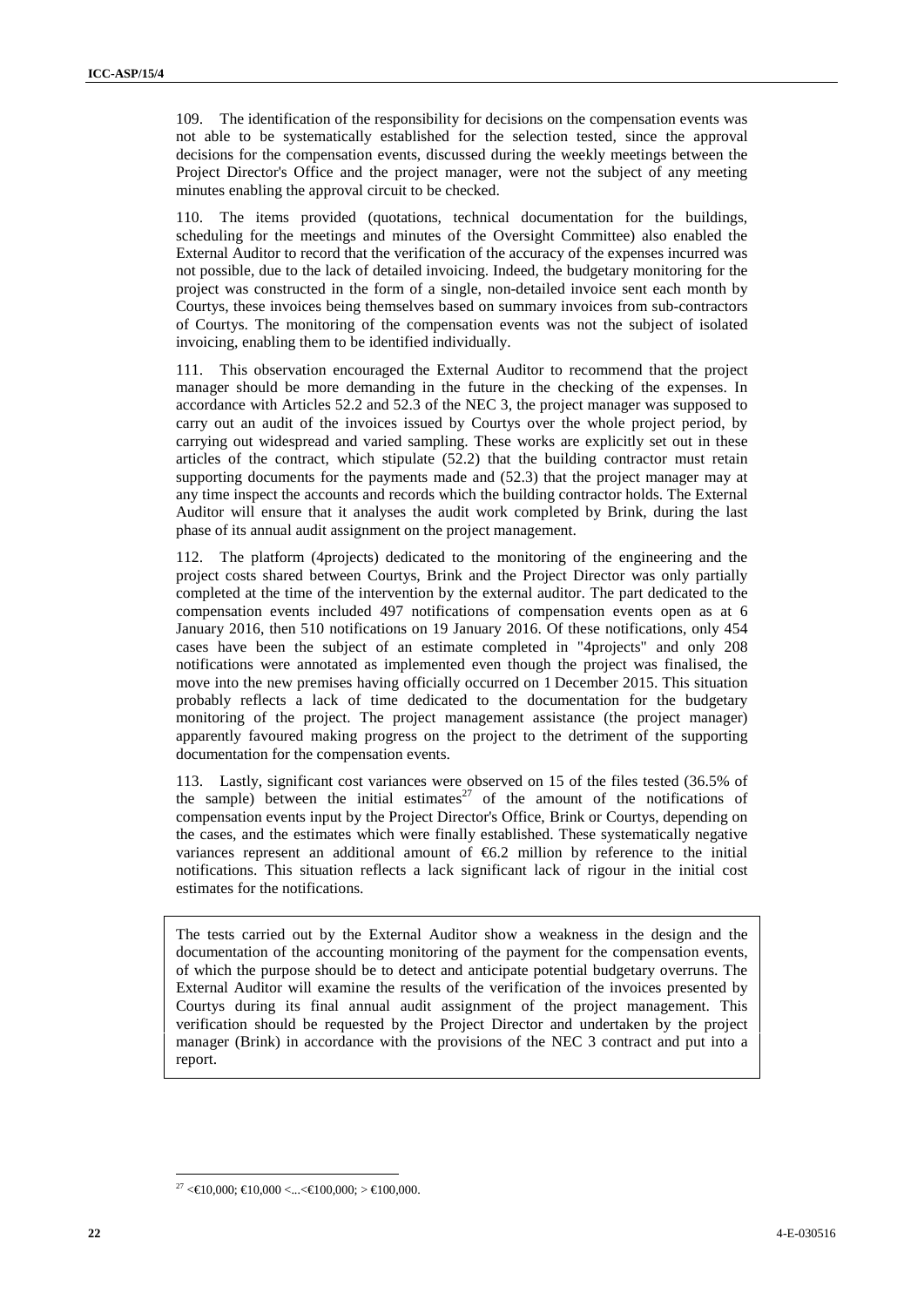109. The identification of the responsibility for decisions on the compensation events was not able to be systematically established for the selection tested, since the approval decisions for the compensation events, discussed during the weekly meetings between the Project Director's Office and the project manager, were not the subject of any meeting minutes enabling the approval circuit to be checked.

110. The items provided (quotations, technical documentation for the buildings, scheduling for the meetings and minutes of the Oversight Committee) also enabled the External Auditor to record that the verification of the accuracy of the expenses incurred was not possible, due to the lack of detailed invoicing. Indeed, the budgetary monitoring for the project was constructed in the form of a single, non-detailed invoice sent each month by Courtys, these invoices being themselves based on summary invoices from sub-contractors of Courtys. The monitoring of the compensation events was not the subject of isolated invoicing, enabling them to be identified individually.

111. This observation encouraged the External Auditor to recommend that the project manager should be more demanding in the future in the checking of the expenses. In accordance with Articles 52.2 and 52.3 of the NEC 3, the project manager was supposed to carry out an audit of the invoices issued by Courtys over the whole project period, by carrying out widespread and varied sampling. These works are explicitly set out in these articles of the contract, which stipulate (52.2) that the building contractor must retain supporting documents for the payments made and (52.3) that the project manager may at any time inspect the accounts and records which the building contractor holds. The External Auditor will ensure that it analyses the audit work completed by Brink, during the last phase of its annual audit assignment on the project management.

112. The platform (4projects) dedicated to the monitoring of the engineering and the project costs shared between Courtys, Brink and the Project Director was only partially completed at the time of the intervention by the external auditor. The part dedicated to the compensation events included 497 notifications of compensation events open as at 6 January 2016, then 510 notifications on 19 January 2016. Of these notifications, only 454 cases have been the subject of an estimate completed in "4projects" and only 208 notifications were annotated as implemented even though the project was finalised, the move into the new premises having officially occurred on 1 December 2015. This situation probably reflects a lack of time dedicated to the documentation for the budgetary monitoring of the project. The project management assistance (the project manager) apparently favoured making progress on the project to the detriment of the supporting documentation for the compensation events.

113. Lastly, significant cost variances were observed on 15 of the files tested (36.5% of the sample) between the initial estimates[27] of the amount of the notifications of compensation events input by the Project Director's Office, Brink or Courtys, depending on the cases, and the estimates which were finally established. These systematically negative variances represent an additional amount of €6.2 million by reference to the initial notifications. This situation reflects a lack significant lack of rigour in the initial cost estimates for the notifications.

> The tests carried out by the External Auditor show a weakness in the design and the documentation of the accounting monitoring of the payment for the compensation events, of which the purpose should be to detect and anticipate potential budgetary overruns. The External Auditor will examine the results of the verification of the invoices presented by Courtys during its final annual audit assignment of the project management. This verification should be requested by the Project Director and undertaken by the project manager (Brink) in accordance with the provisions of the NEC 3 contract and put into a report.

[27] <€10,000; €10,000 <...<€100,000; > €100,000.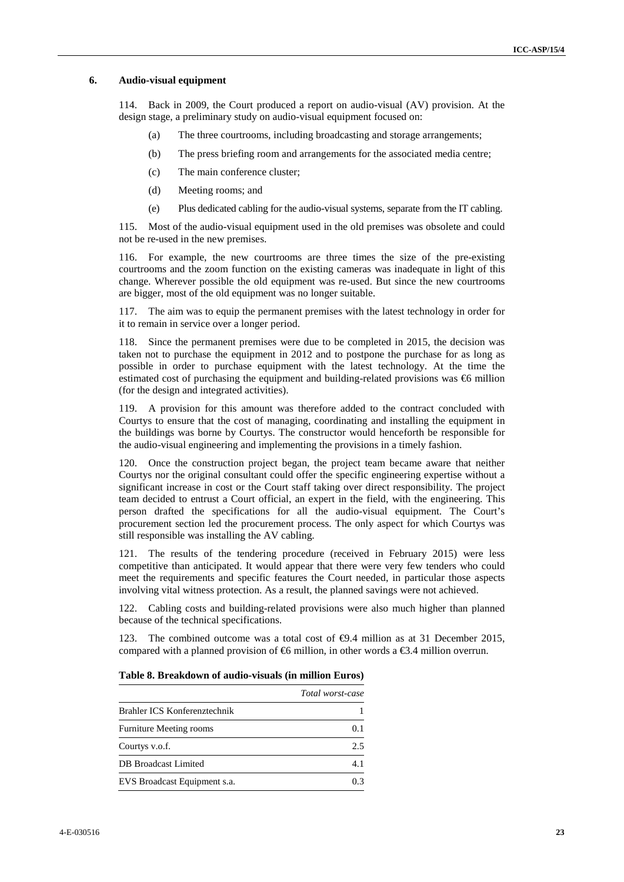### 6. Audio-visual equipment

114. Back in 2009, the Court produced a report on audio-visual (AV) provision. At the design stage, a preliminary study on audio-visual equipment focused on:

(a) The three courtrooms, including broadcasting and storage arrangements;

(b) The press briefing room and arrangements for the associated media centre;

(c) The main conference cluster;

(d) Meeting rooms; and

(e) Plus dedicated cabling for the audio-visual systems, separate from the IT cabling.

115. Most of the audio-visual equipment used in the old premises was obsolete and could not be re-used in the new premises.

116. For example, the new courtrooms are three times the size of the pre-existing courtrooms and the zoom function on the existing cameras was inadequate in light of this change. Wherever possible the old equipment was re-used. But since the new courtrooms are bigger, most of the old equipment was no longer suitable.

117. The aim was to equip the permanent premises with the latest technology in order for it to remain in service over a longer period.

118. Since the permanent premises were due to be completed in 2015, the decision was taken not to purchase the equipment in 2012 and to postpone the purchase for as long as possible in order to purchase equipment with the latest technology. At the time the estimated cost of purchasing the equipment and building-related provisions was €6 million (for the design and integrated activities).

119. A provision for this amount was therefore added to the contract concluded with Courtys to ensure that the cost of managing, coordinating and installing the equipment in the buildings was borne by Courtys. The constructor would henceforth be responsible for the audio-visual engineering and implementing the provisions in a timely fashion.

120. Once the construction project began, the project team became aware that neither Courtys nor the original consultant could offer the specific engineering expertise without a significant increase in cost or the Court staff taking over direct responsibility. The project team decided to entrust a Court official, an expert in the field, with the engineering. This person drafted the specifications for all the audio-visual equipment. The Court's procurement section led the procurement process. The only aspect for which Courtys was still responsible was installing the AV cabling.

121. The results of the tendering procedure (received in February 2015) were less competitive than anticipated. It would appear that there were very few tenders who could meet the requirements and specific features the Court needed, in particular those aspects involving vital witness protection. As a result, the planned savings were not achieved.

122. Cabling costs and building-related provisions were also much higher than planned because of the technical specifications.

123. The combined outcome was a total cost of €9.4 million as at 31 December 2015, compared with a planned provision of €6 million, in other words a €3.4 million overrun.

**Table 8. Breakdown of audio-visuals (in million Euros)**

| | *Total worst-case* |
|---|---|
| Brahler ICS Konferenztechnik | 1 |
| Furniture Meeting rooms | 0.1 |
| Courtys v.o.f. | 2.5 |
| DB Broadcast Limited | 4.1 |
| EVS Broadcast Equipment s.a. | 0.3 |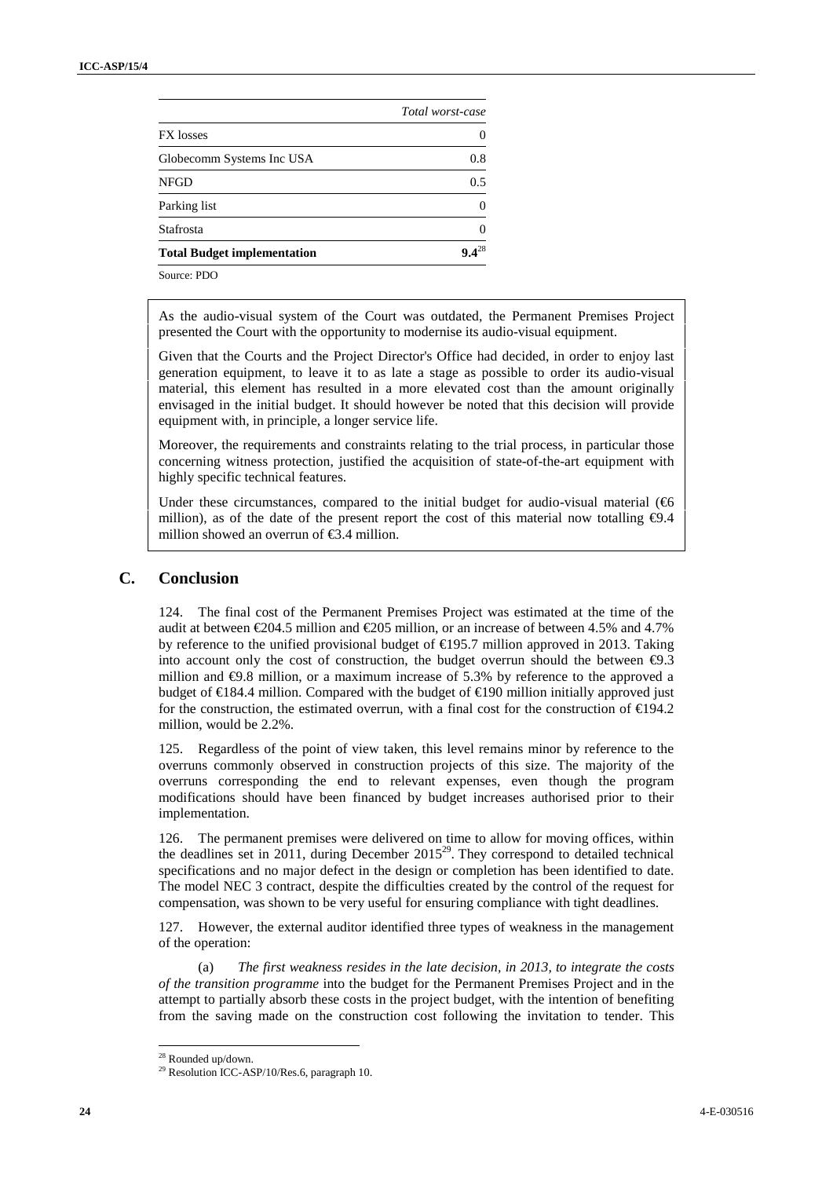| | Total worst-case |
|---|---|
| FX losses | 0 |
| Globecomm Systems Inc USA | 0.8 |
| NFGD | 0.5 |
| Parking list | 0 |
| Stafrosta | 0 |
| **Total Budget implementation** | **9.4**[28] |

Source: PDO

As the audio-visual system of the Court was outdated, the Permanent Premises Project presented the Court with the opportunity to modernise its audio-visual equipment.

Given that the Courts and the Project Director's Office had decided, in order to enjoy last generation equipment, to leave it to as late a stage as possible to order its audio-visual material, this element has resulted in a more elevated cost than the amount originally envisaged in the initial budget. It should however be noted that this decision will provide equipment with, in principle, a longer service life.

Moreover, the requirements and constraints relating to the trial process, in particular those concerning witness protection, justified the acquisition of state-of-the-art equipment with highly specific technical features.

Under these circumstances, compared to the initial budget for audio-visual material (€6 million), as of the date of the present report the cost of this material now totalling €9.4 million showed an overrun of €3.4 million.

## C. Conclusion

124. The final cost of the Permanent Premises Project was estimated at the time of the audit at between €204.5 million and €205 million, or an increase of between 4.5% and 4.7% by reference to the unified provisional budget of €195.7 million approved in 2013. Taking into account only the cost of construction, the budget overrun should the between €9.3 million and €9.8 million, or a maximum increase of 5.3% by reference to the approved a budget of €184.4 million. Compared with the budget of €190 million initially approved just for the construction, the estimated overrun, with a final cost for the construction of €194.2 million, would be 2.2%.

125. Regardless of the point of view taken, this level remains minor by reference to the overruns commonly observed in construction projects of this size. The majority of the overruns corresponding the end to relevant expenses, even though the program modifications should have been financed by budget increases authorised prior to their implementation.

126. The permanent premises were delivered on time to allow for moving offices, within the deadlines set in 2011, during December 2015[29]. They correspond to detailed technical specifications and no major defect in the design or completion has been identified to date. The model NEC 3 contract, despite the difficulties created by the control of the request for compensation, was shown to be very useful for ensuring compliance with tight deadlines.

127. However, the external auditor identified three types of weakness in the management of the operation:

(a) *The first weakness resides in the late decision, in 2013, to integrate the costs of the transition programme* into the budget for the Permanent Premises Project and in the attempt to partially absorb these costs in the project budget, with the intention of benefiting from the saving made on the construction cost following the invitation to tender. This

[28] Rounded up/down.

[29] Resolution ICC-ASP/10/Res.6, paragraph 10.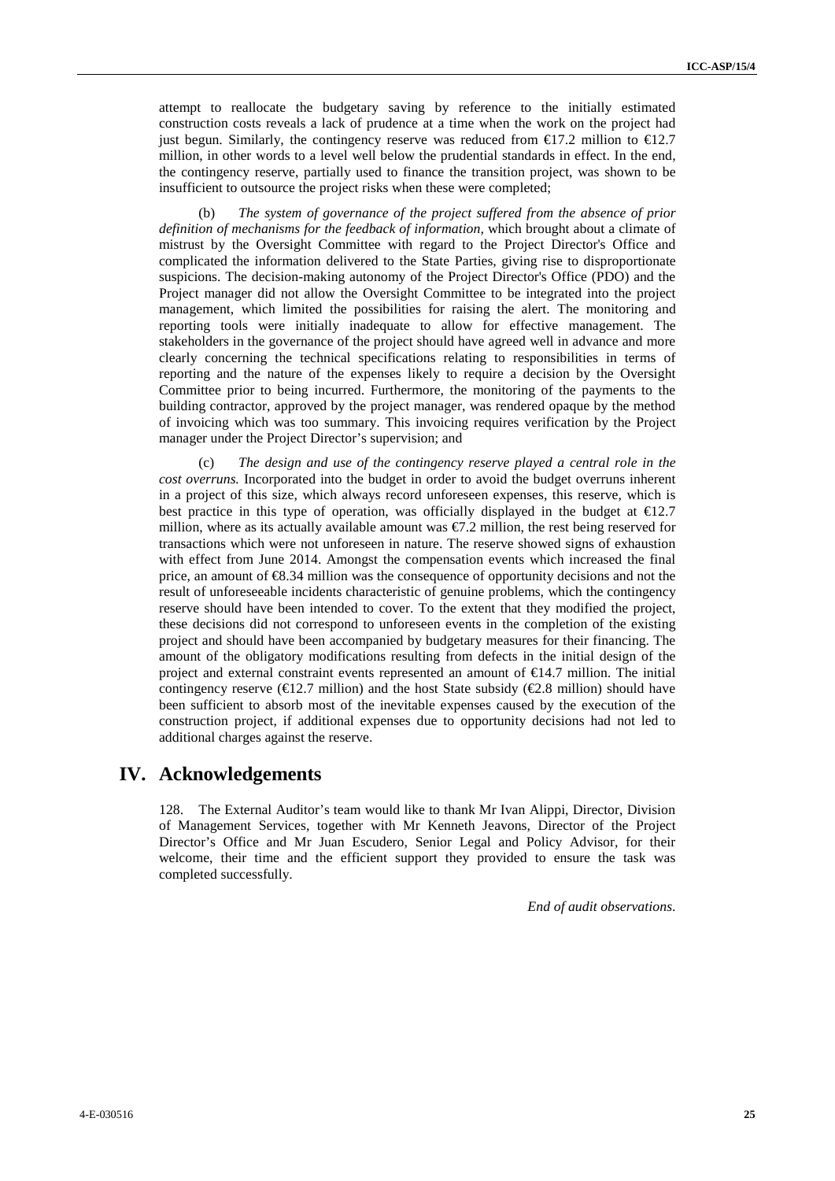attempt to reallocate the budgetary saving by reference to the initially estimated construction costs reveals a lack of prudence at a time when the work on the project had just begun. Similarly, the contingency reserve was reduced from €17.2 million to €12.7 million, in other words to a level well below the prudential standards in effect. In the end, the contingency reserve, partially used to finance the transition project, was shown to be insufficient to outsource the project risks when these were completed;

(b) *The system of governance of the project suffered from the absence of prior definition of mechanisms for the feedback of information,* which brought about a climate of mistrust by the Oversight Committee with regard to the Project Director's Office and complicated the information delivered to the State Parties, giving rise to disproportionate suspicions. The decision-making autonomy of the Project Director's Office (PDO) and the Project manager did not allow the Oversight Committee to be integrated into the project management, which limited the possibilities for raising the alert. The monitoring and reporting tools were initially inadequate to allow for effective management. The stakeholders in the governance of the project should have agreed well in advance and more clearly concerning the technical specifications relating to responsibilities in terms of reporting and the nature of the expenses likely to require a decision by the Oversight Committee prior to being incurred. Furthermore, the monitoring of the payments to the building contractor, approved by the project manager, was rendered opaque by the method of invoicing which was too summary. This invoicing requires verification by the Project manager under the Project Director's supervision; and

(c) *The design and use of the contingency reserve played a central role in the cost overruns.* Incorporated into the budget in order to avoid the budget overruns inherent in a project of this size, which always record unforeseen expenses, this reserve, which is best practice in this type of operation, was officially displayed in the budget at €12.7 million, where as its actually available amount was €7.2 million, the rest being reserved for transactions which were not unforeseen in nature. The reserve showed signs of exhaustion with effect from June 2014. Amongst the compensation events which increased the final price, an amount of €8.34 million was the consequence of opportunity decisions and not the result of unforeseeable incidents characteristic of genuine problems, which the contingency reserve should have been intended to cover. To the extent that they modified the project, these decisions did not correspond to unforeseen events in the completion of the existing project and should have been accompanied by budgetary measures for their financing. The amount of the obligatory modifications resulting from defects in the initial design of the project and external constraint events represented an amount of €14.7 million. The initial contingency reserve (€12.7 million) and the host State subsidy (€2.8 million) should have been sufficient to absorb most of the inevitable expenses caused by the execution of the construction project, if additional expenses due to opportunity decisions had not led to additional charges against the reserve.

# IV. Acknowledgements

128. The External Auditor's team would like to thank Mr Ivan Alippi, Director, Division of Management Services, together with Mr Kenneth Jeavons, Director of the Project Director's Office and Mr Juan Escudero, Senior Legal and Policy Advisor, for their welcome, their time and the efficient support they provided to ensure the task was completed successfully.

*End of audit observations*.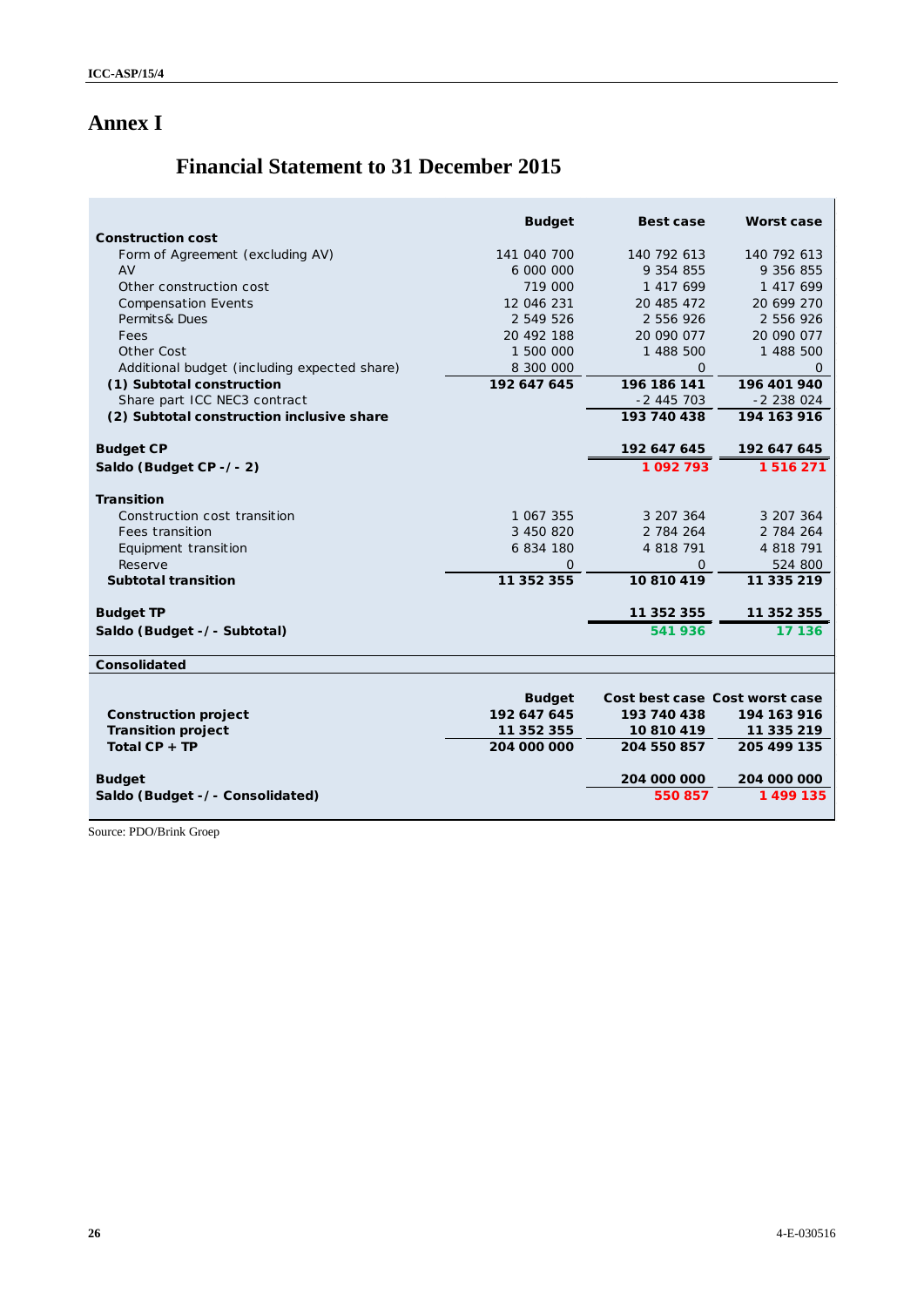# Annex I

## Financial Statement to 31 December 2015

| | Budget | Best case | Worst case |
|---|---|---|---|
| **Construction cost** | | | |
| Form of Agreement (excluding AV) | 141 040 700 | 140 792 613 | 140 792 613 |
| AV | 6 000 000 | 9 354 855 | 9 356 855 |
| Other construction cost | 719 000 | 1 417 699 | 1 417 699 |
| Compensation Events | 12 046 231 | 20 485 472 | 20 699 270 |
| Permits& Dues | 2 549 526 | 2 556 926 | 2 556 926 |
| Fees | 20 492 188 | 20 090 077 | 20 090 077 |
| Other Cost | 1 500 000 | 1 488 500 | 1 488 500 |
| Additional budget (including expected share) | 8 300 000 | 0 | 0 |
| **(1) Subtotal construction** | **192 647 645** | **196 186 141** | **196 401 940** |
| Share part ICC NEC3 contract | | -2 445 703 | -2 238 024 |
| **(2) Subtotal construction inclusive share** | | **193 740 438** | **194 163 916** |
| | | | |
| **Budget CP** | | **192 647 645** | **192 647 645** |
| **Saldo (Budget CP -/- 2)** | | **1 092 793** | **1 516 271** |
| | | | |
| **Transition** | | | |
| Construction cost transition | 1 067 355 | 3 207 364 | 3 207 364 |
| Fees transition | 3 450 820 | 2 784 264 | 2 784 264 |
| Equipment transition | 6 834 180 | 4 818 791 | 4 818 791 |
| Reserve | 0 | 0 | 524 800 |
| **Subtotal transition** | **11 352 355** | **10 810 419** | **11 335 219** |
| | | | |
| **Budget TP** | | **11 352 355** | **11 352 355** |
| **Saldo (Budget -/- Subtotal)** | | **541 936** | **17 136** |

**Consolidated**

| | Budget | Cost best case | Cost worst case |
|---|---|---|---|
| **Construction project** | **192 647 645** | **193 740 438** | **194 163 916** |
| **Transition project** | **11 352 355** | **10 810 419** | **11 335 219** |
| **Total CP + TP** | **204 000 000** | **204 550 857** | **205 499 135** |
| | | | |
| **Budget** | | **204 000 000** | **204 000 000** |
| **Saldo (Budget -/- Consolidated)** | | **550 857** | **1 499 135** |

Source: PDO/Brink Groep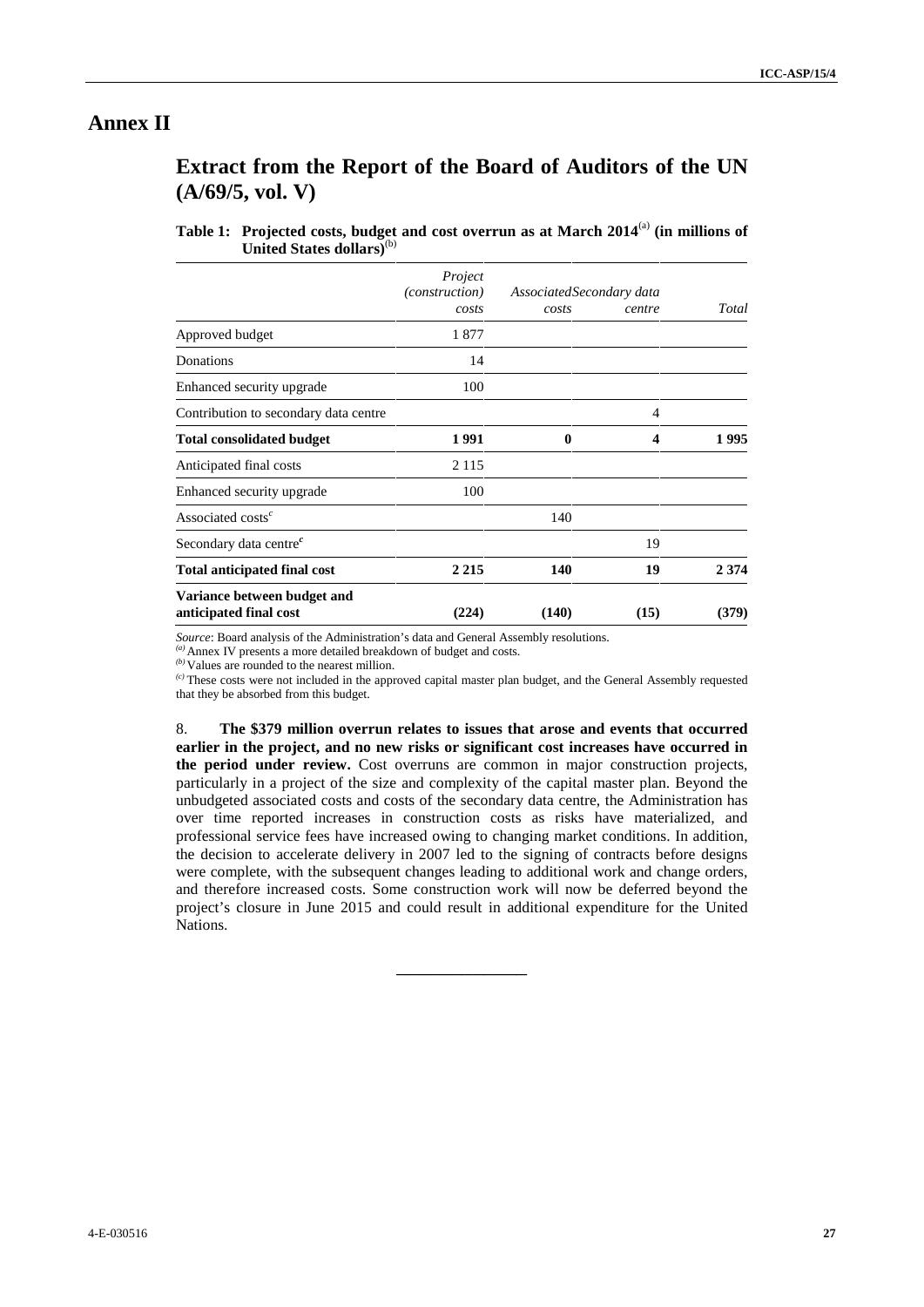# Annex II

## Extract from the Report of the Board of Auditors of the UN (A/69/5, vol. V)

**Table 1: Projected costs, budget and cost overrun as at March 2014**[(a)] **(in millions of United States dollars)**[(b)]

| | *Project (construction) costs* | *Associated costs* | *Secondary data centre* | *Total* |
|---|---|---|---|---|
| Approved budget | 1 877 | | | |
| Donations | 14 | | | |
| Enhanced security upgrade | 100 | | | |
| Contribution to secondary data centre | | | 4 | |
| **Total consolidated budget** | **1 991** | **0** | **4** | **1 995** |
| Anticipated final costs | 2 115 | | | |
| Enhanced security upgrade | 100 | | | |
| Associated costs[c] | | 140 | | |
| Secondary data centre[c] | | | 19 | |
| **Total anticipated final cost** | **2 215** | **140** | **19** | **2 374** |
| **Variance between budget and anticipated final cost** | **(224)** | **(140)** | **(15)** | **(379)** |

*Source*: Board analysis of the Administration's data and General Assembly resolutions.
[(a)] Annex IV presents a more detailed breakdown of budget and costs.
[(b)] Values are rounded to the nearest million.
[(c)] These costs were not included in the approved capital master plan budget, and the General Assembly requested that they be absorbed from this budget.

8. **The $379 million overrun relates to issues that arose and events that occurred earlier in the project, and no new risks or significant cost increases have occurred in the period under review.** Cost overruns are common in major construction projects, particularly in a project of the size and complexity of the capital master plan. Beyond the unbudgeted associated costs and costs of the secondary data centre, the Administration has over time reported increases in construction costs as risks have materialized, and professional service fees have increased owing to changing market conditions. In addition, the decision to accelerate delivery in 2007 led to the signing of contracts before designs were complete, with the subsequent changes leading to additional work and change orders, and therefore increased costs. Some construction work will now be deferred beyond the project's closure in June 2015 and could result in additional expenditure for the United Nations.

---